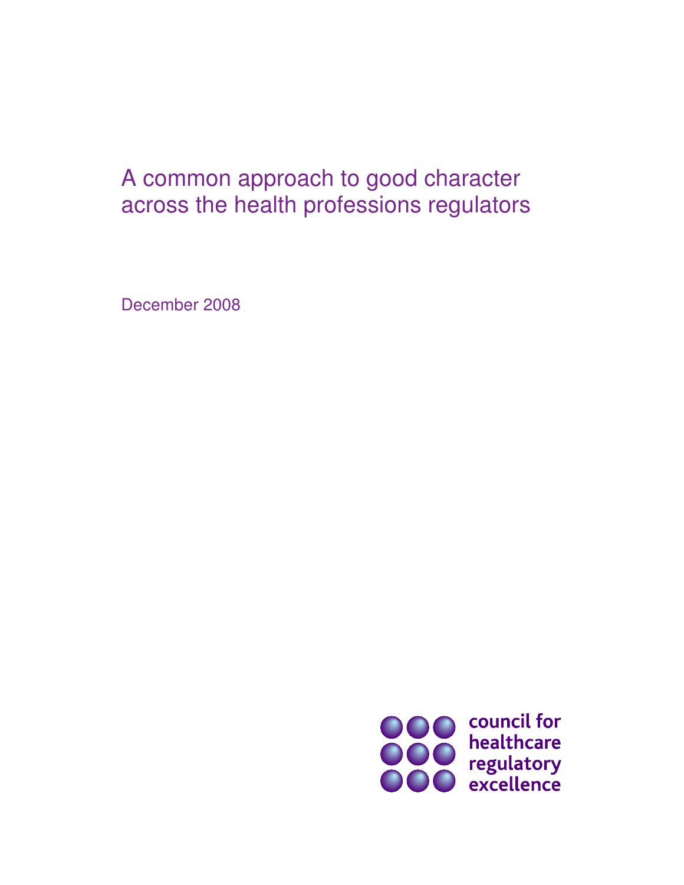# A common approach to good character across the health professions regulators

December 2008

council for healthcare regulatory excellence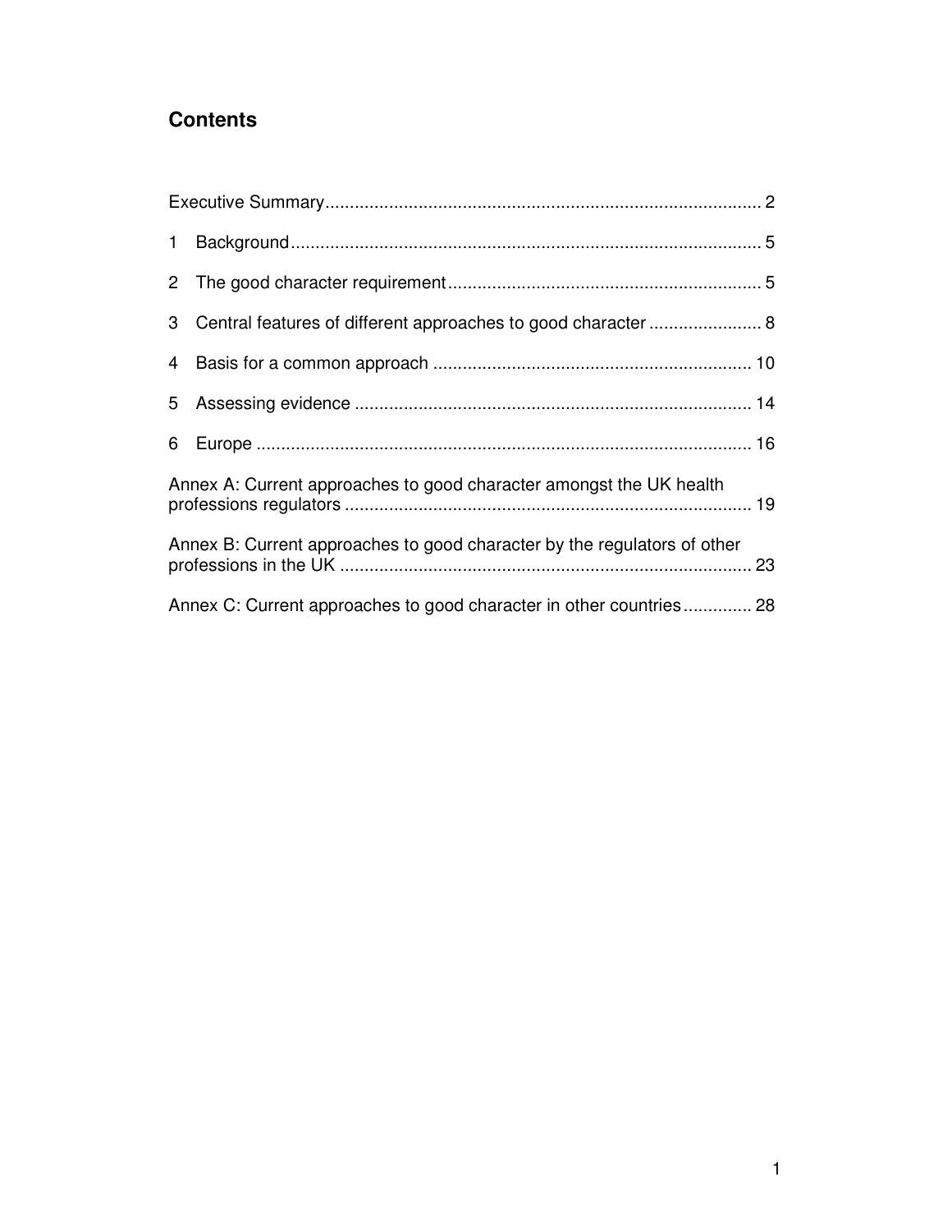## Contents

Executive Summary........................................................................................ 2

1 Background.............................................................................................. 5

2 The good character requirement............................................................... 5

3 Central features of different approaches to good character....................... 8

4 Basis for a common approach ................................................................ 10

5 Assessing evidence ................................................................................ 14

6 Europe .................................................................................................... 16

Annex A: Current approaches to good character amongst the UK health professions regulators .................................................................................. 19

Annex B: Current approaches to good character by the regulators of other professions in the UK ................................................................................... 23

Annex C: Current approaches to good character in other countries.............. 28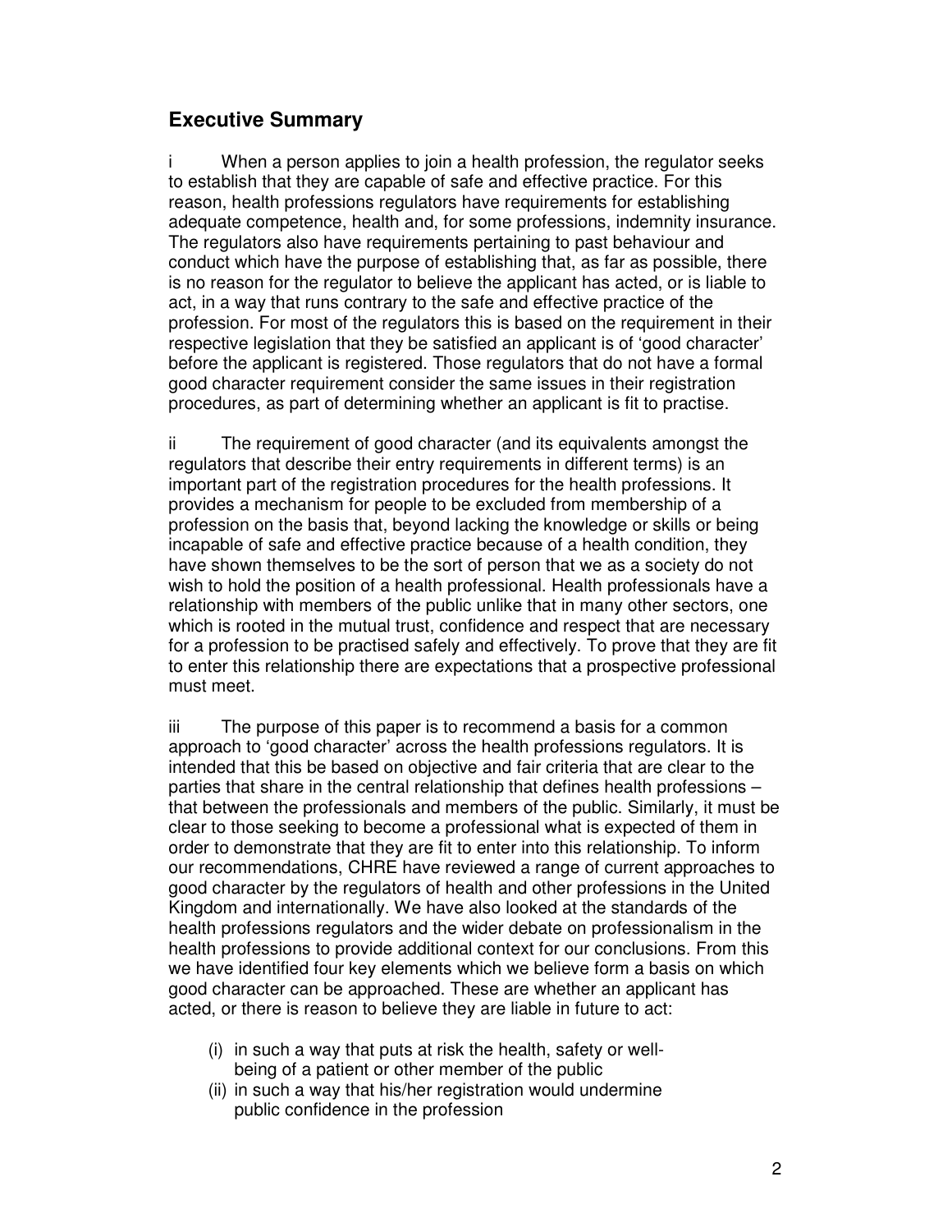## Executive Summary

i When a person applies to join a health profession, the regulator seeks to establish that they are capable of safe and effective practice. For this reason, health professions regulators have requirements for establishing adequate competence, health and, for some professions, indemnity insurance. The regulators also have requirements pertaining to past behaviour and conduct which have the purpose of establishing that, as far as possible, there is no reason for the regulator to believe the applicant has acted, or is liable to act, in a way that runs contrary to the safe and effective practice of the profession. For most of the regulators this is based on the requirement in their respective legislation that they be satisfied an applicant is of 'good character' before the applicant is registered. Those regulators that do not have a formal good character requirement consider the same issues in their registration procedures, as part of determining whether an applicant is fit to practise.

ii The requirement of good character (and its equivalents amongst the regulators that describe their entry requirements in different terms) is an important part of the registration procedures for the health professions. It provides a mechanism for people to be excluded from membership of a profession on the basis that, beyond lacking the knowledge or skills or being incapable of safe and effective practice because of a health condition, they have shown themselves to be the sort of person that we as a society do not wish to hold the position of a health professional. Health professionals have a relationship with members of the public unlike that in many other sectors, one which is rooted in the mutual trust, confidence and respect that are necessary for a profession to be practised safely and effectively. To prove that they are fit to enter this relationship there are expectations that a prospective professional must meet.

iii The purpose of this paper is to recommend a basis for a common approach to 'good character' across the health professions regulators. It is intended that this be based on objective and fair criteria that are clear to the parties that share in the central relationship that defines health professions – that between the professionals and members of the public. Similarly, it must be clear to those seeking to become a professional what is expected of them in order to demonstrate that they are fit to enter into this relationship. To inform our recommendations, CHRE have reviewed a range of current approaches to good character by the regulators of health and other professions in the United Kingdom and internationally. We have also looked at the standards of the health professions regulators and the wider debate on professionalism in the health professions to provide additional context for our conclusions. From this we have identified four key elements which we believe form a basis on which good character can be approached. These are whether an applicant has acted, or there is reason to believe they are liable in future to act:

(i) in such a way that puts at risk the health, safety or well-being of a patient or other member of the public
(ii) in such a way that his/her registration would undermine public confidence in the profession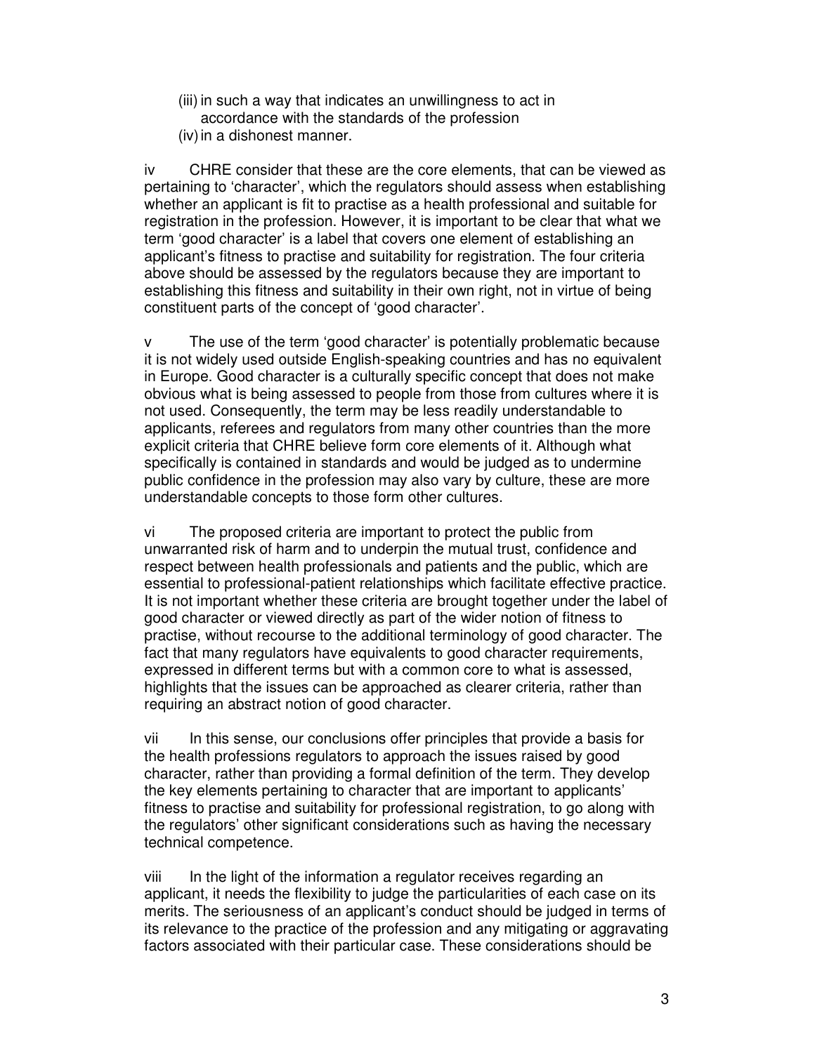(iii) in such a way that indicates an unwillingness to act in accordance with the standards of the profession
(iv) in a dishonest manner.

iv CHRE consider that these are the core elements, that can be viewed as pertaining to 'character', which the regulators should assess when establishing whether an applicant is fit to practise as a health professional and suitable for registration in the profession. However, it is important to be clear that what we term 'good character' is a label that covers one element of establishing an applicant's fitness to practise and suitability for registration. The four criteria above should be assessed by the regulators because they are important to establishing this fitness and suitability in their own right, not in virtue of being constituent parts of the concept of 'good character'.

v The use of the term 'good character' is potentially problematic because it is not widely used outside English-speaking countries and has no equivalent in Europe. Good character is a culturally specific concept that does not make obvious what is being assessed to people from those from cultures where it is not used. Consequently, the term may be less readily understandable to applicants, referees and regulators from many other countries than the more explicit criteria that CHRE believe form core elements of it. Although what specifically is contained in standards and would be judged as to undermine public confidence in the profession may also vary by culture, these are more understandable concepts to those form other cultures.

vi The proposed criteria are important to protect the public from unwarranted risk of harm and to underpin the mutual trust, confidence and respect between health professionals and patients and the public, which are essential to professional-patient relationships which facilitate effective practice. It is not important whether these criteria are brought together under the label of good character or viewed directly as part of the wider notion of fitness to practise, without recourse to the additional terminology of good character. The fact that many regulators have equivalents to good character requirements, expressed in different terms but with a common core to what is assessed, highlights that the issues can be approached as clearer criteria, rather than requiring an abstract notion of good character.

vii In this sense, our conclusions offer principles that provide a basis for the health professions regulators to approach the issues raised by good character, rather than providing a formal definition of the term. They develop the key elements pertaining to character that are important to applicants' fitness to practise and suitability for professional registration, to go along with the regulators' other significant considerations such as having the necessary technical competence.

viii In the light of the information a regulator receives regarding an applicant, it needs the flexibility to judge the particularities of each case on its merits. The seriousness of an applicant's conduct should be judged in terms of its relevance to the practice of the profession and any mitigating or aggravating factors associated with their particular case. These considerations should be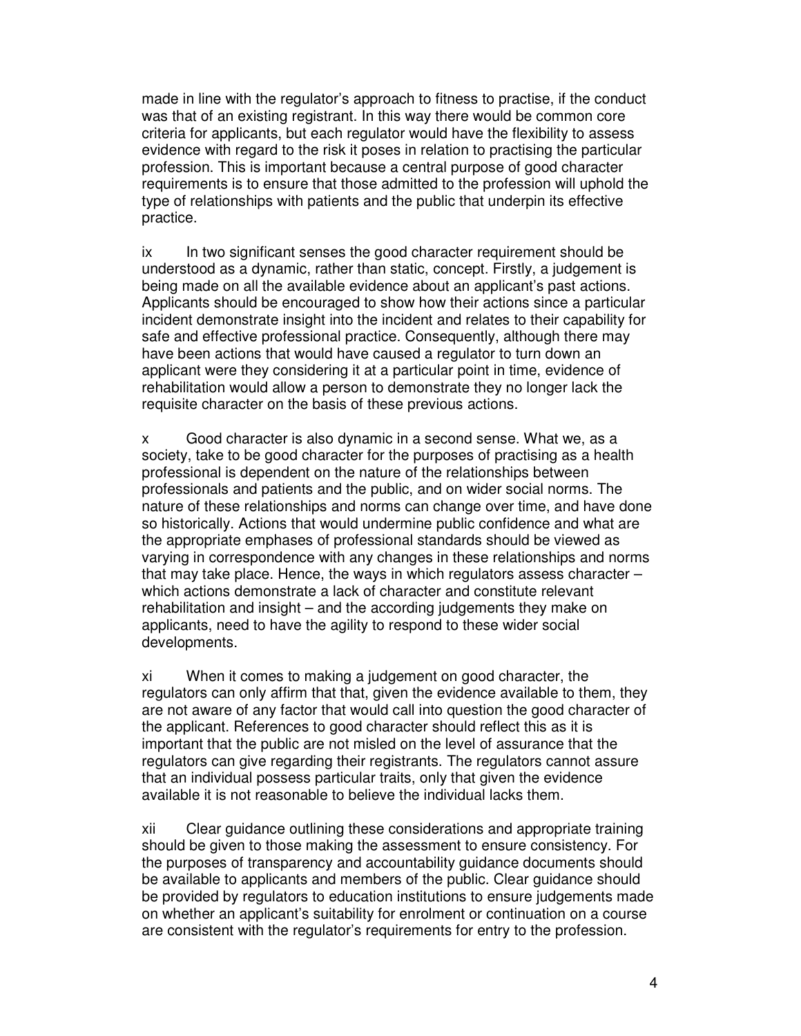made in line with the regulator's approach to fitness to practise, if the conduct was that of an existing registrant. In this way there would be common core criteria for applicants, but each regulator would have the flexibility to assess evidence with regard to the risk it poses in relation to practising the particular profession. This is important because a central purpose of good character requirements is to ensure that those admitted to the profession will uphold the type of relationships with patients and the public that underpin its effective practice.

ix In two significant senses the good character requirement should be understood as a dynamic, rather than static, concept. Firstly, a judgement is being made on all the available evidence about an applicant's past actions. Applicants should be encouraged to show how their actions since a particular incident demonstrate insight into the incident and relates to their capability for safe and effective professional practice. Consequently, although there may have been actions that would have caused a regulator to turn down an applicant were they considering it at a particular point in time, evidence of rehabilitation would allow a person to demonstrate they no longer lack the requisite character on the basis of these previous actions.

x Good character is also dynamic in a second sense. What we, as a society, take to be good character for the purposes of practising as a health professional is dependent on the nature of the relationships between professionals and patients and the public, and on wider social norms. The nature of these relationships and norms can change over time, and have done so historically. Actions that would undermine public confidence and what are the appropriate emphases of professional standards should be viewed as varying in correspondence with any changes in these relationships and norms that may take place. Hence, the ways in which regulators assess character – which actions demonstrate a lack of character and constitute relevant rehabilitation and insight – and the according judgements they make on applicants, need to have the agility to respond to these wider social developments.

xi When it comes to making a judgement on good character, the regulators can only affirm that that, given the evidence available to them, they are not aware of any factor that would call into question the good character of the applicant. References to good character should reflect this as it is important that the public are not misled on the level of assurance that the regulators can give regarding their registrants. The regulators cannot assure that an individual possess particular traits, only that given the evidence available it is not reasonable to believe the individual lacks them.

xii Clear guidance outlining these considerations and appropriate training should be given to those making the assessment to ensure consistency. For the purposes of transparency and accountability guidance documents should be available to applicants and members of the public. Clear guidance should be provided by regulators to education institutions to ensure judgements made on whether an applicant's suitability for enrolment or continuation on a course are consistent with the regulator's requirements for entry to the profession.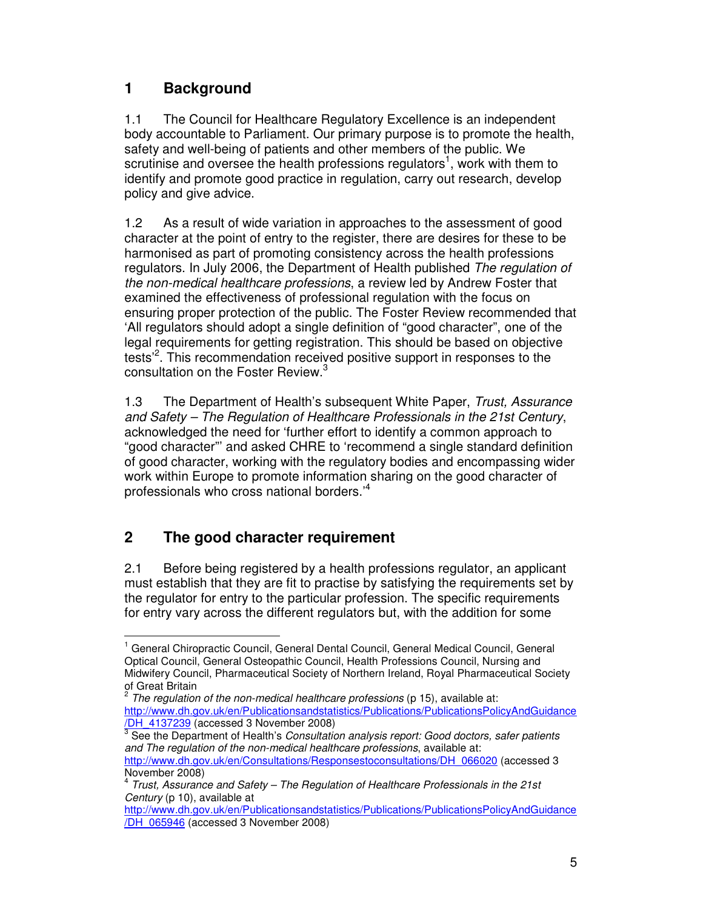## 1 Background

1.1 The Council for Healthcare Regulatory Excellence is an independent body accountable to Parliament. Our primary purpose is to promote the health, safety and well-being of patients and other members of the public. We scrutinise and oversee the health professions regulators[1], work with them to identify and promote good practice in regulation, carry out research, develop policy and give advice.

1.2 As a result of wide variation in approaches to the assessment of good character at the point of entry to the register, there are desires for these to be harmonised as part of promoting consistency across the health professions regulators. In July 2006, the Department of Health published *The regulation of the non-medical healthcare professions*, a review led by Andrew Foster that examined the effectiveness of professional regulation with the focus on ensuring proper protection of the public. The Foster Review recommended that 'All regulators should adopt a single definition of "good character", one of the legal requirements for getting registration. This should be based on objective tests'[2]. This recommendation received positive support in responses to the consultation on the Foster Review.[3]

1.3 The Department of Health's subsequent White Paper, *Trust, Assurance and Safety – The Regulation of Healthcare Professionals in the 21st Century*, acknowledged the need for 'further effort to identify a common approach to "good character"' and asked CHRE to 'recommend a single standard definition of good character, working with the regulatory bodies and encompassing wider work within Europe to promote information sharing on the good character of professionals who cross national borders.'[4]

## 2 The good character requirement

2.1 Before being registered by a health professions regulator, an applicant must establish that they are fit to practise by satisfying the requirements set by the regulator for entry to the particular profession. The specific requirements for entry vary across the different regulators but, with the addition for some

---

[1] General Chiropractic Council, General Dental Council, General Medical Council, General Optical Council, General Osteopathic Council, Health Professions Council, Nursing and Midwifery Council, Pharmaceutical Society of Northern Ireland, Royal Pharmaceutical Society of Great Britain

[2] *The regulation of the non-medical healthcare professions* (p 15), available at: http://www.dh.gov.uk/en/Publicationsandstatistics/Publications/PublicationsPolicyAndGuidance/DH_4137239 (accessed 3 November 2008)

[3] See the Department of Health's *Consultation analysis report: Good doctors, safer patients and The regulation of the non-medical healthcare professions*, available at: http://www.dh.gov.uk/en/Consultations/Responsestoconsultations/DH_066020 (accessed 3 November 2008)

[4] *Trust, Assurance and Safety – The Regulation of Healthcare Professionals in the 21st Century* (p 10), available at http://www.dh.gov.uk/en/Publicationsandstatistics/Publications/PublicationsPolicyAndGuidance/DH_065946 (accessed 3 November 2008)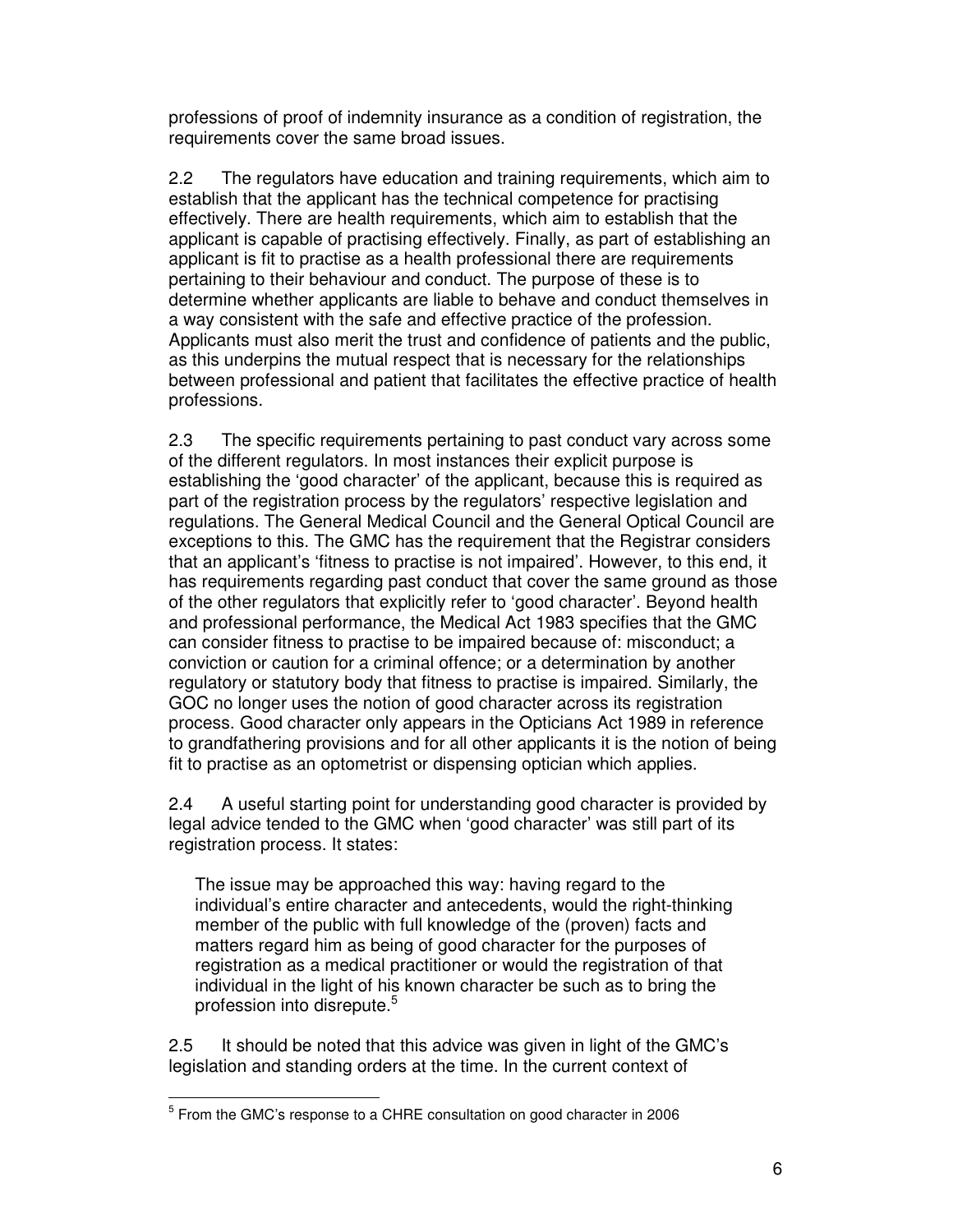professions of proof of indemnity insurance as a condition of registration, the requirements cover the same broad issues.

2.2 The regulators have education and training requirements, which aim to establish that the applicant has the technical competence for practising effectively. There are health requirements, which aim to establish that the applicant is capable of practising effectively. Finally, as part of establishing an applicant is fit to practise as a health professional there are requirements pertaining to their behaviour and conduct. The purpose of these is to determine whether applicants are liable to behave and conduct themselves in a way consistent with the safe and effective practice of the profession. Applicants must also merit the trust and confidence of patients and the public, as this underpins the mutual respect that is necessary for the relationships between professional and patient that facilitates the effective practice of health professions.

2.3 The specific requirements pertaining to past conduct vary across some of the different regulators. In most instances their explicit purpose is establishing the 'good character' of the applicant, because this is required as part of the registration process by the regulators' respective legislation and regulations. The General Medical Council and the General Optical Council are exceptions to this. The GMC has the requirement that the Registrar considers that an applicant's 'fitness to practise is not impaired'. However, to this end, it has requirements regarding past conduct that cover the same ground as those of the other regulators that explicitly refer to 'good character'. Beyond health and professional performance, the Medical Act 1983 specifies that the GMC can consider fitness to practise to be impaired because of: misconduct; a conviction or caution for a criminal offence; or a determination by another regulatory or statutory body that fitness to practise is impaired. Similarly, the GOC no longer uses the notion of good character across its registration process. Good character only appears in the Opticians Act 1989 in reference to grandfathering provisions and for all other applicants it is the notion of being fit to practise as an optometrist or dispensing optician which applies.

2.4 A useful starting point for understanding good character is provided by legal advice tended to the GMC when 'good character' was still part of its registration process. It states:

> The issue may be approached this way: having regard to the individual's entire character and antecedents, would the right-thinking member of the public with full knowledge of the (proven) facts and matters regard him as being of good character for the purposes of registration as a medical practitioner or would the registration of that individual in the light of his known character be such as to bring the profession into disrepute.[5]

2.5 It should be noted that this advice was given in light of the GMC's legislation and standing orders at the time. In the current context of

---

[5] From the GMC's response to a CHRE consultation on good character in 2006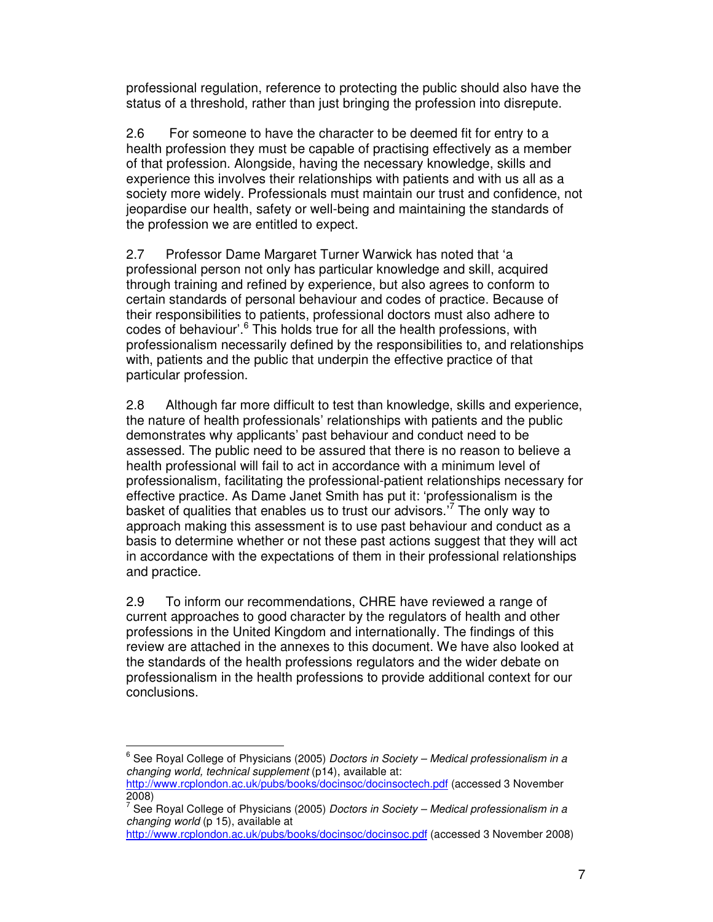professional regulation, reference to protecting the public should also have the status of a threshold, rather than just bringing the profession into disrepute.

2.6 For someone to have the character to be deemed fit for entry to a health profession they must be capable of practising effectively as a member of that profession. Alongside, having the necessary knowledge, skills and experience this involves their relationships with patients and with us all as a society more widely. Professionals must maintain our trust and confidence, not jeopardise our health, safety or well-being and maintaining the standards of the profession we are entitled to expect.

2.7 Professor Dame Margaret Turner Warwick has noted that 'a professional person not only has particular knowledge and skill, acquired through training and refined by experience, but also agrees to conform to certain standards of personal behaviour and codes of practice. Because of their responsibilities to patients, professional doctors must also adhere to codes of behaviour'.[6] This holds true for all the health professions, with professionalism necessarily defined by the responsibilities to, and relationships with, patients and the public that underpin the effective practice of that particular profession.

2.8 Although far more difficult to test than knowledge, skills and experience, the nature of health professionals' relationships with patients and the public demonstrates why applicants' past behaviour and conduct need to be assessed. The public need to be assured that there is no reason to believe a health professional will fail to act in accordance with a minimum level of professionalism, facilitating the professional-patient relationships necessary for effective practice. As Dame Janet Smith has put it: 'professionalism is the basket of qualities that enables us to trust our advisors.'[7] The only way to approach making this assessment is to use past behaviour and conduct as a basis to determine whether or not these past actions suggest that they will act in accordance with the expectations of them in their professional relationships and practice.

2.9 To inform our recommendations, CHRE have reviewed a range of current approaches to good character by the regulators of health and other professions in the United Kingdom and internationally. The findings of this review are attached in the annexes to this document. We have also looked at the standards of the health professions regulators and the wider debate on professionalism in the health professions to provide additional context for our conclusions.

---

[6] See Royal College of Physicians (2005) *Doctors in Society – Medical professionalism in a changing world, technical supplement* (p14), available at: http://www.rcplondon.ac.uk/pubs/books/docinsoc/docinsoctech.pdf (accessed 3 November 2008)

[7] See Royal College of Physicians (2005) *Doctors in Society – Medical professionalism in a changing world* (p 15), available at http://www.rcplondon.ac.uk/pubs/books/docinsoc/docinsoc.pdf (accessed 3 November 2008)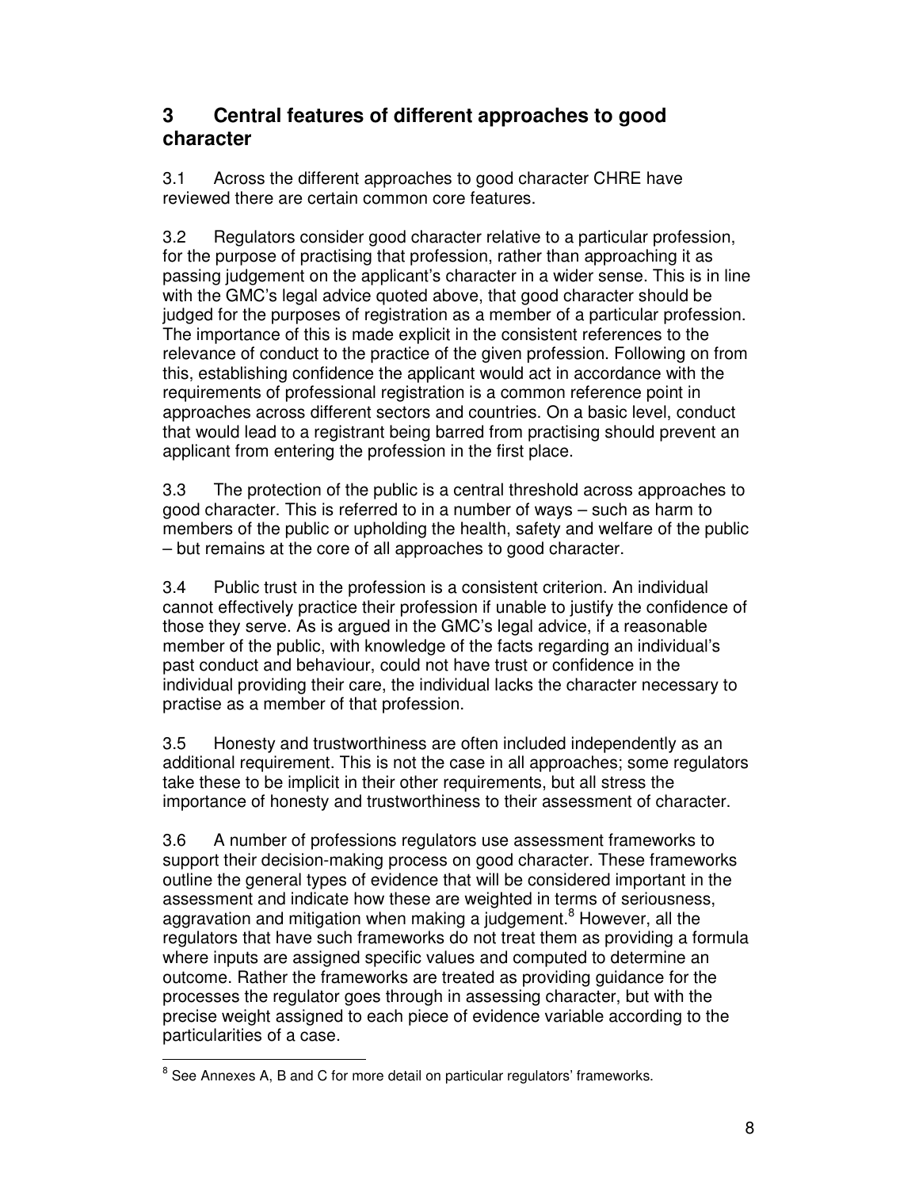## 3 Central features of different approaches to good character

3.1 Across the different approaches to good character CHRE have reviewed there are certain common core features.

3.2 Regulators consider good character relative to a particular profession, for the purpose of practising that profession, rather than approaching it as passing judgement on the applicant's character in a wider sense. This is in line with the GMC's legal advice quoted above, that good character should be judged for the purposes of registration as a member of a particular profession. The importance of this is made explicit in the consistent references to the relevance of conduct to the practice of the given profession. Following on from this, establishing confidence the applicant would act in accordance with the requirements of professional registration is a common reference point in approaches across different sectors and countries. On a basic level, conduct that would lead to a registrant being barred from practising should prevent an applicant from entering the profession in the first place.

3.3 The protection of the public is a central threshold across approaches to good character. This is referred to in a number of ways – such as harm to members of the public or upholding the health, safety and welfare of the public – but remains at the core of all approaches to good character.

3.4 Public trust in the profession is a consistent criterion. An individual cannot effectively practice their profession if unable to justify the confidence of those they serve. As is argued in the GMC's legal advice, if a reasonable member of the public, with knowledge of the facts regarding an individual's past conduct and behaviour, could not have trust or confidence in the individual providing their care, the individual lacks the character necessary to practise as a member of that profession.

3.5 Honesty and trustworthiness are often included independently as an additional requirement. This is not the case in all approaches; some regulators take these to be implicit in their other requirements, but all stress the importance of honesty and trustworthiness to their assessment of character.

3.6 A number of professions regulators use assessment frameworks to support their decision-making process on good character. These frameworks outline the general types of evidence that will be considered important in the assessment and indicate how these are weighted in terms of seriousness, aggravation and mitigation when making a judgement.[8] However, all the regulators that have such frameworks do not treat them as providing a formula where inputs are assigned specific values and computed to determine an outcome. Rather the frameworks are treated as providing guidance for the processes the regulator goes through in assessing character, but with the precise weight assigned to each piece of evidence variable according to the particularities of a case.

[8] See Annexes A, B and C for more detail on particular regulators' frameworks.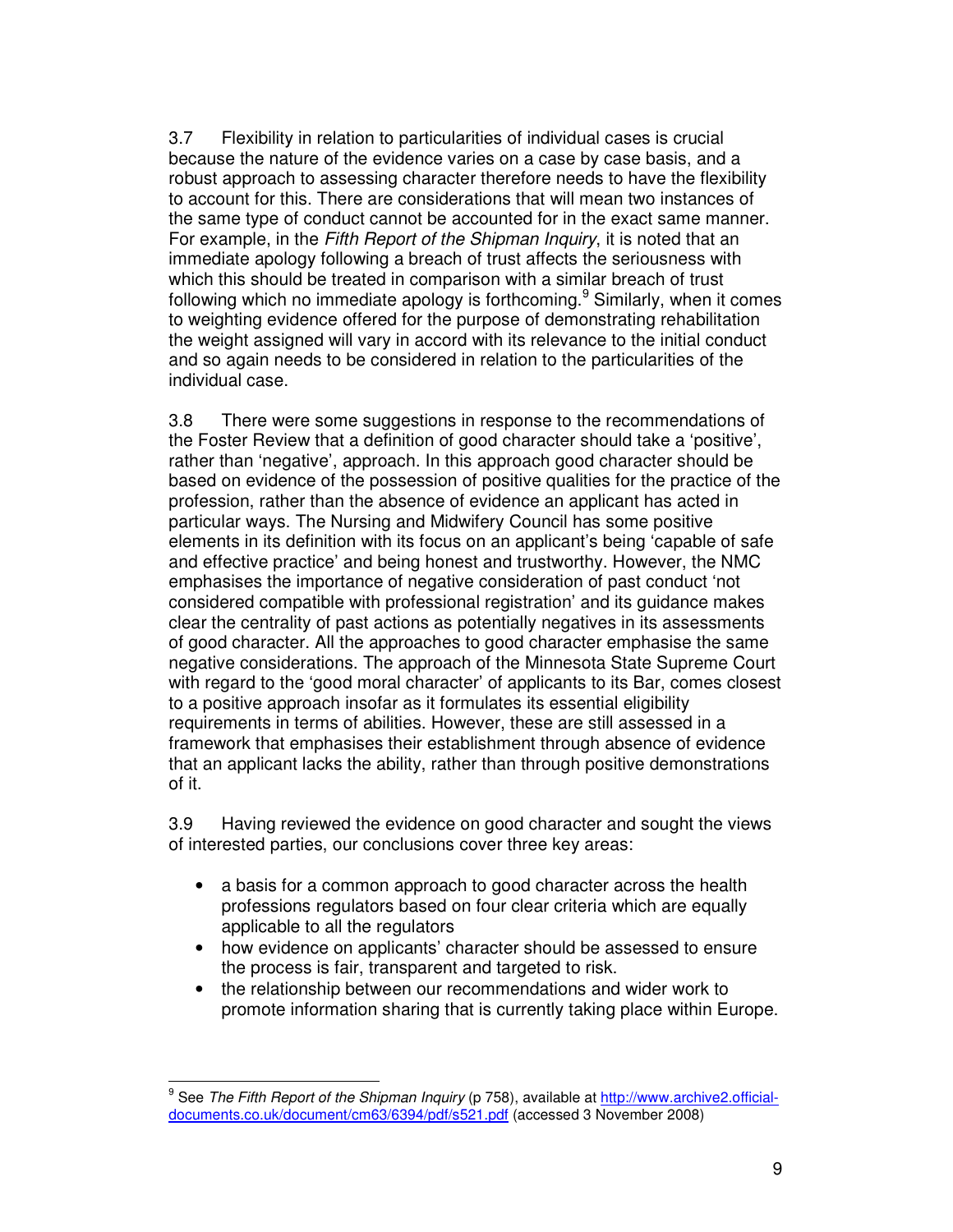3.7 Flexibility in relation to particularities of individual cases is crucial because the nature of the evidence varies on a case by case basis, and a robust approach to assessing character therefore needs to have the flexibility to account for this. There are considerations that will mean two instances of the same type of conduct cannot be accounted for in the exact same manner. For example, in the *Fifth Report of the Shipman Inquiry*, it is noted that an immediate apology following a breach of trust affects the seriousness with which this should be treated in comparison with a similar breach of trust following which no immediate apology is forthcoming.[9] Similarly, when it comes to weighting evidence offered for the purpose of demonstrating rehabilitation the weight assigned will vary in accord with its relevance to the initial conduct and so again needs to be considered in relation to the particularities of the individual case.

3.8 There were some suggestions in response to the recommendations of the Foster Review that a definition of good character should take a 'positive', rather than 'negative', approach. In this approach good character should be based on evidence of the possession of positive qualities for the practice of the profession, rather than the absence of evidence an applicant has acted in particular ways. The Nursing and Midwifery Council has some positive elements in its definition with its focus on an applicant's being 'capable of safe and effective practice' and being honest and trustworthy. However, the NMC emphasises the importance of negative consideration of past conduct 'not considered compatible with professional registration' and its guidance makes clear the centrality of past actions as potentially negatives in its assessments of good character. All the approaches to good character emphasise the same negative considerations. The approach of the Minnesota State Supreme Court with regard to the 'good moral character' of applicants to its Bar, comes closest to a positive approach insofar as it formulates its essential eligibility requirements in terms of abilities. However, these are still assessed in a framework that emphasises their establishment through absence of evidence that an applicant lacks the ability, rather than through positive demonstrations of it.

3.9 Having reviewed the evidence on good character and sought the views of interested parties, our conclusions cover three key areas:

- a basis for a common approach to good character across the health professions regulators based on four clear criteria which are equally applicable to all the regulators
- how evidence on applicants' character should be assessed to ensure the process is fair, transparent and targeted to risk.
- the relationship between our recommendations and wider work to promote information sharing that is currently taking place within Europe.

[9] See *The Fifth Report of the Shipman Inquiry* (p 758), available at http://www.archive2.official-documents.co.uk/document/cm63/6394/pdf/s521.pdf (accessed 3 November 2008)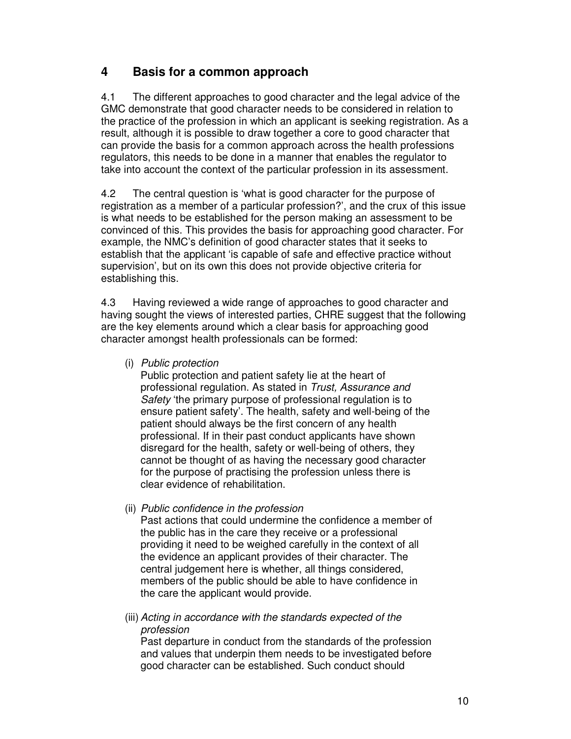## 4 Basis for a common approach

4.1 The different approaches to good character and the legal advice of the GMC demonstrate that good character needs to be considered in relation to the practice of the profession in which an applicant is seeking registration. As a result, although it is possible to draw together a core to good character that can provide the basis for a common approach across the health professions regulators, this needs to be done in a manner that enables the regulator to take into account the context of the particular profession in its assessment.

4.2 The central question is 'what is good character for the purpose of registration as a member of a particular profession?', and the crux of this issue is what needs to be established for the person making an assessment to be convinced of this. This provides the basis for approaching good character. For example, the NMC's definition of good character states that it seeks to establish that the applicant 'is capable of safe and effective practice without supervision', but on its own this does not provide objective criteria for establishing this.

4.3 Having reviewed a wide range of approaches to good character and having sought the views of interested parties, CHRE suggest that the following are the key elements around which a clear basis for approaching good character amongst health professionals can be formed:

(i) *Public protection*
Public protection and patient safety lie at the heart of professional regulation. As stated in *Trust, Assurance and Safety* 'the primary purpose of professional regulation is to ensure patient safety'. The health, safety and well-being of the patient should always be the first concern of any health professional. If in their past conduct applicants have shown disregard for the health, safety or well-being of others, they cannot be thought of as having the necessary good character for the purpose of practising the profession unless there is clear evidence of rehabilitation.

(ii) *Public confidence in the profession*
Past actions that could undermine the confidence a member of the public has in the care they receive or a professional providing it need to be weighed carefully in the context of all the evidence an applicant provides of their character. The central judgement here is whether, all things considered, members of the public should be able to have confidence in the care the applicant would provide.

(iii) *Acting in accordance with the standards expected of the profession*
Past departure in conduct from the standards of the profession and values that underpin them needs to be investigated before good character can be established. Such conduct should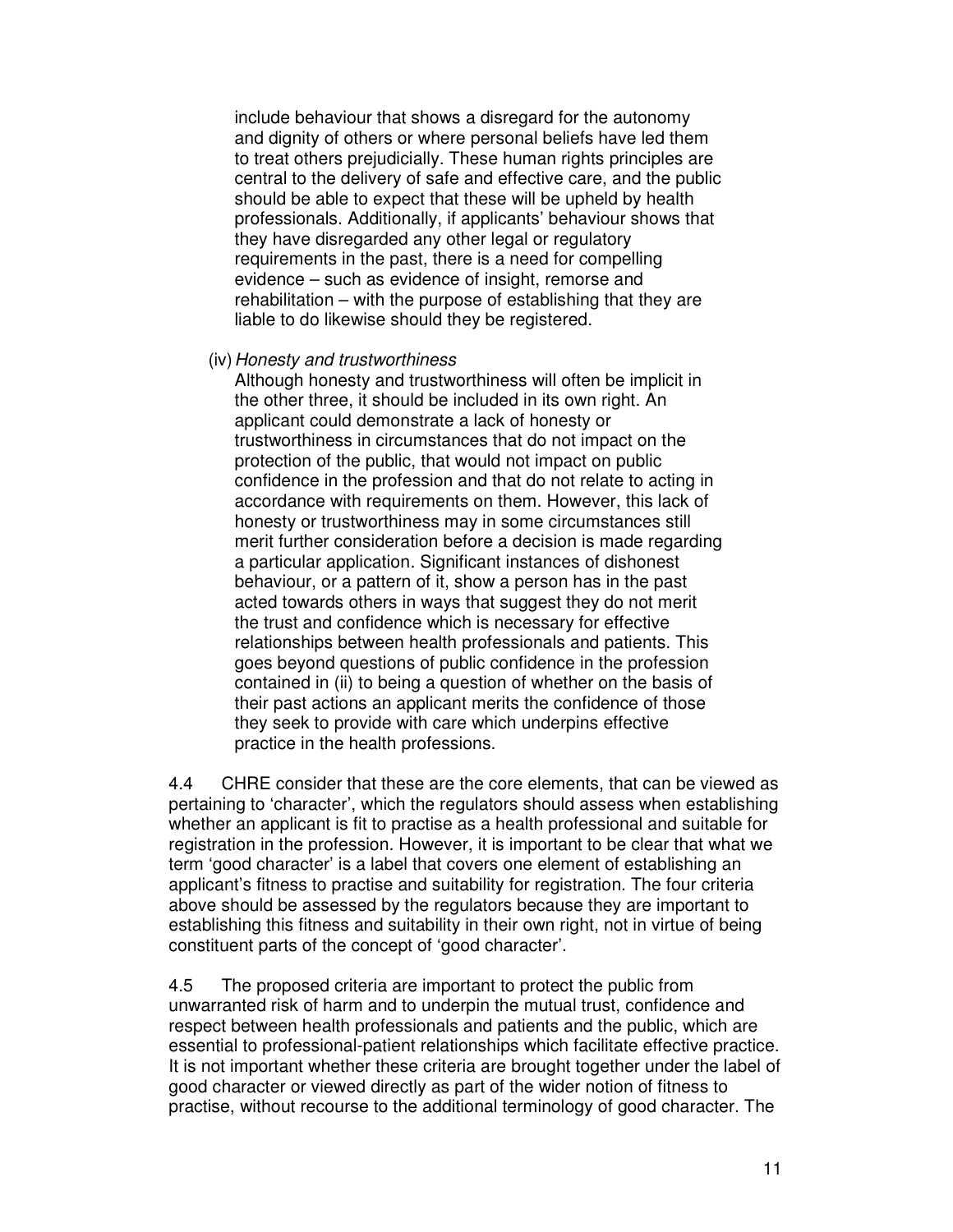include behaviour that shows a disregard for the autonomy and dignity of others or where personal beliefs have led them to treat others prejudicially. These human rights principles are central to the delivery of safe and effective care, and the public should be able to expect that these will be upheld by health professionals. Additionally, if applicants' behaviour shows that they have disregarded any other legal or regulatory requirements in the past, there is a need for compelling evidence – such as evidence of insight, remorse and rehabilitation – with the purpose of establishing that they are liable to do likewise should they be registered.

(iv) *Honesty and trustworthiness*

Although honesty and trustworthiness will often be implicit in the other three, it should be included in its own right. An applicant could demonstrate a lack of honesty or trustworthiness in circumstances that do not impact on the protection of the public, that would not impact on public confidence in the profession and that do not relate to acting in accordance with requirements on them. However, this lack of honesty or trustworthiness may in some circumstances still merit further consideration before a decision is made regarding a particular application. Significant instances of dishonest behaviour, or a pattern of it, show a person has in the past acted towards others in ways that suggest they do not merit the trust and confidence which is necessary for effective relationships between health professionals and patients. This goes beyond questions of public confidence in the profession contained in (ii) to being a question of whether on the basis of their past actions an applicant merits the confidence of those they seek to provide with care which underpins effective practice in the health professions.

4.4 CHRE consider that these are the core elements, that can be viewed as pertaining to 'character', which the regulators should assess when establishing whether an applicant is fit to practise as a health professional and suitable for registration in the profession. However, it is important to be clear that what we term 'good character' is a label that covers one element of establishing an applicant's fitness to practise and suitability for registration. The four criteria above should be assessed by the regulators because they are important to establishing this fitness and suitability in their own right, not in virtue of being constituent parts of the concept of 'good character'.

4.5 The proposed criteria are important to protect the public from unwarranted risk of harm and to underpin the mutual trust, confidence and respect between health professionals and patients and the public, which are essential to professional-patient relationships which facilitate effective practice. It is not important whether these criteria are brought together under the label of good character or viewed directly as part of the wider notion of fitness to practise, without recourse to the additional terminology of good character. The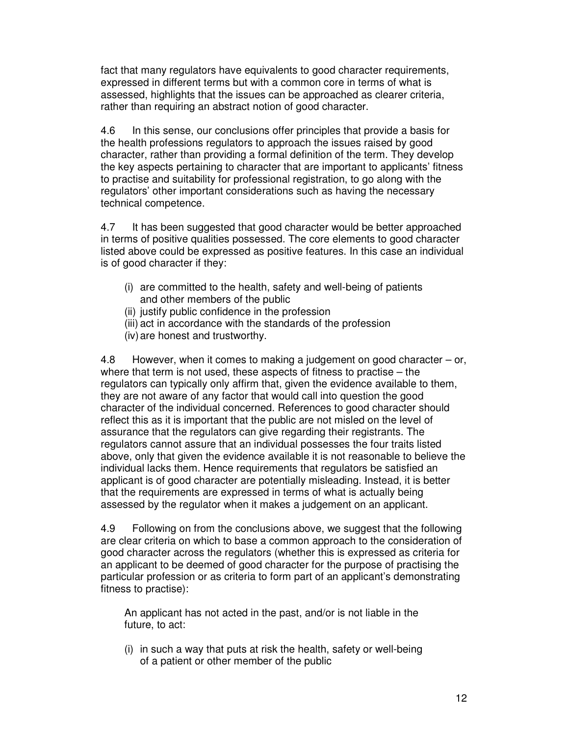fact that many regulators have equivalents to good character requirements, expressed in different terms but with a common core in terms of what is assessed, highlights that the issues can be approached as clearer criteria, rather than requiring an abstract notion of good character.

4.6 In this sense, our conclusions offer principles that provide a basis for the health professions regulators to approach the issues raised by good character, rather than providing a formal definition of the term. They develop the key aspects pertaining to character that are important to applicants' fitness to practise and suitability for professional registration, to go along with the regulators' other important considerations such as having the necessary technical competence.

4.7 It has been suggested that good character would be better approached in terms of positive qualities possessed. The core elements to good character listed above could be expressed as positive features. In this case an individual is of good character if they:

(i) are committed to the health, safety and well-being of patients and other members of the public
(ii) justify public confidence in the profession
(iii) act in accordance with the standards of the profession
(iv) are honest and trustworthy.

4.8 However, when it comes to making a judgement on good character – or, where that term is not used, these aspects of fitness to practise – the regulators can typically only affirm that, given the evidence available to them, they are not aware of any factor that would call into question the good character of the individual concerned. References to good character should reflect this as it is important that the public are not misled on the level of assurance that the regulators can give regarding their registrants. The regulators cannot assure that an individual possesses the four traits listed above, only that given the evidence available it is not reasonable to believe the individual lacks them. Hence requirements that regulators be satisfied an applicant is of good character are potentially misleading. Instead, it is better that the requirements are expressed in terms of what is actually being assessed by the regulator when it makes a judgement on an applicant.

4.9 Following on from the conclusions above, we suggest that the following are clear criteria on which to base a common approach to the consideration of good character across the regulators (whether this is expressed as criteria for an applicant to be deemed of good character for the purpose of practising the particular profession or as criteria to form part of an applicant's demonstrating fitness to practise):

An applicant has not acted in the past, and/or is not liable in the future, to act:

(i) in such a way that puts at risk the health, safety or well-being of a patient or other member of the public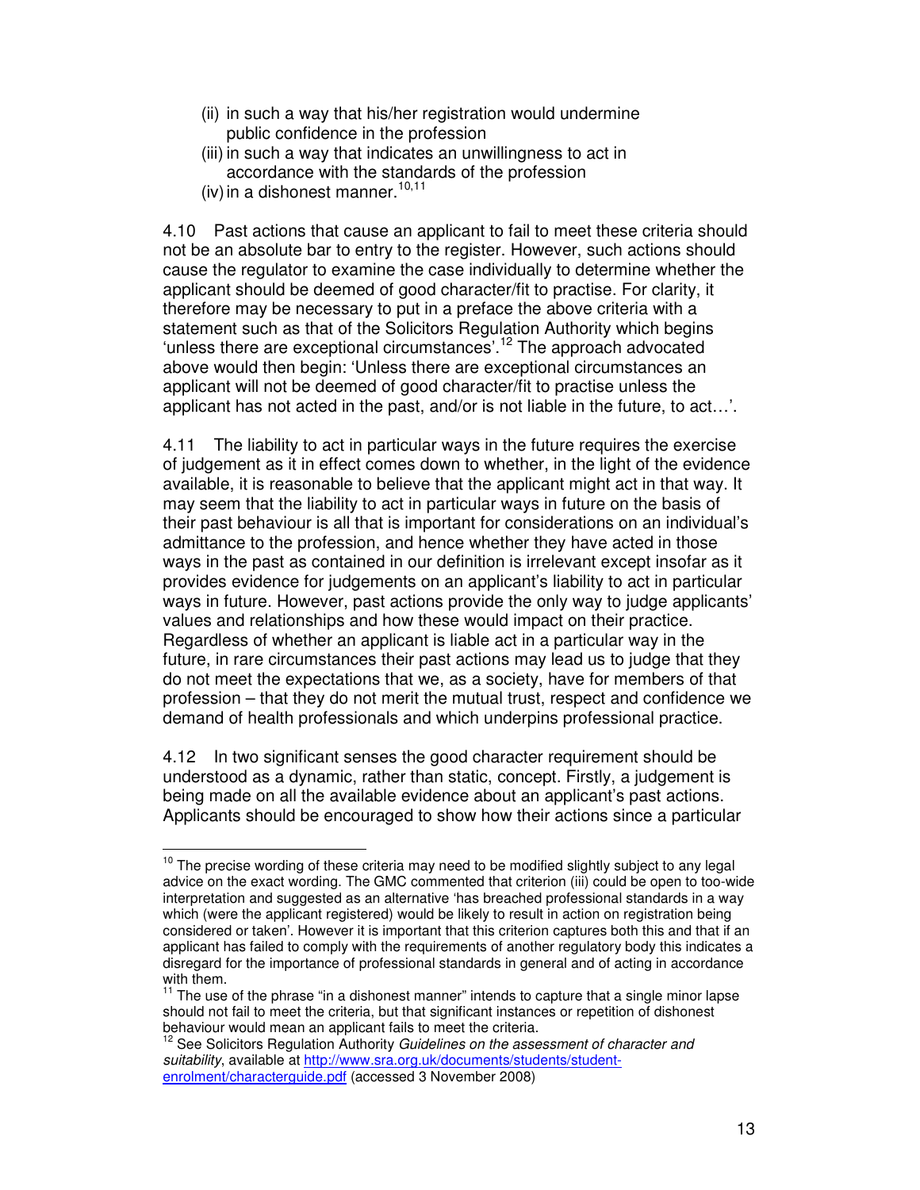(ii) in such a way that his/her registration would undermine public confidence in the profession
(iii) in such a way that indicates an unwillingness to act in accordance with the standards of the profession
(iv) in a dishonest manner.[10,11]

4.10 Past actions that cause an applicant to fail to meet these criteria should not be an absolute bar to entry to the register. However, such actions should cause the regulator to examine the case individually to determine whether the applicant should be deemed of good character/fit to practise. For clarity, it therefore may be necessary to put in a preface the above criteria with a statement such as that of the Solicitors Regulation Authority which begins 'unless there are exceptional circumstances'.[12] The approach advocated above would then begin: 'Unless there are exceptional circumstances an applicant will not be deemed of good character/fit to practise unless the applicant has not acted in the past, and/or is not liable in the future, to act…'.

4.11 The liability to act in particular ways in the future requires the exercise of judgement as it in effect comes down to whether, in the light of the evidence available, it is reasonable to believe that the applicant might act in that way. It may seem that the liability to act in particular ways in future on the basis of their past behaviour is all that is important for considerations on an individual's admittance to the profession, and hence whether they have acted in those ways in the past as contained in our definition is irrelevant except insofar as it provides evidence for judgements on an applicant's liability to act in particular ways in future. However, past actions provide the only way to judge applicants' values and relationships and how these would impact on their practice. Regardless of whether an applicant is liable act in a particular way in the future, in rare circumstances their past actions may lead us to judge that they do not meet the expectations that we, as a society, have for members of that profession – that they do not merit the mutual trust, respect and confidence we demand of health professionals and which underpins professional practice.

4.12 In two significant senses the good character requirement should be understood as a dynamic, rather than static, concept. Firstly, a judgement is being made on all the available evidence about an applicant's past actions. Applicants should be encouraged to show how their actions since a particular

---

[10] The precise wording of these criteria may need to be modified slightly subject to any legal advice on the exact wording. The GMC commented that criterion (iii) could be open to too-wide interpretation and suggested as an alternative 'has breached professional standards in a way which (were the applicant registered) would be likely to result in action on registration being considered or taken'. However it is important that this criterion captures both this and that if an applicant has failed to comply with the requirements of another regulatory body this indicates a disregard for the importance of professional standards in general and of acting in accordance with them.

[11] The use of the phrase "in a dishonest manner" intends to capture that a single minor lapse should not fail to meet the criteria, but that significant instances or repetition of dishonest behaviour would mean an applicant fails to meet the criteria.

[12] See Solicitors Regulation Authority *Guidelines on the assessment of character and suitability*, available at http://www.sra.org.uk/documents/students/student-enrolment/characterguide.pdf (accessed 3 November 2008)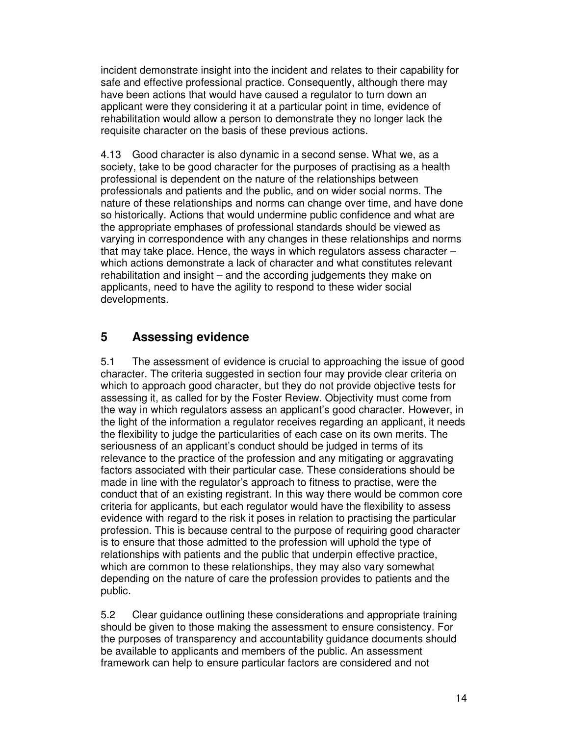incident demonstrate insight into the incident and relates to their capability for safe and effective professional practice. Consequently, although there may have been actions that would have caused a regulator to turn down an applicant were they considering it at a particular point in time, evidence of rehabilitation would allow a person to demonstrate they no longer lack the requisite character on the basis of these previous actions.

4.13 Good character is also dynamic in a second sense. What we, as a society, take to be good character for the purposes of practising as a health professional is dependent on the nature of the relationships between professionals and patients and the public, and on wider social norms. The nature of these relationships and norms can change over time, and have done so historically. Actions that would undermine public confidence and what are the appropriate emphases of professional standards should be viewed as varying in correspondence with any changes in these relationships and norms that may take place. Hence, the ways in which regulators assess character – which actions demonstrate a lack of character and what constitutes relevant rehabilitation and insight – and the according judgements they make on applicants, need to have the agility to respond to these wider social developments.

## 5 Assessing evidence

5.1 The assessment of evidence is crucial to approaching the issue of good character. The criteria suggested in section four may provide clear criteria on which to approach good character, but they do not provide objective tests for assessing it, as called for by the Foster Review. Objectivity must come from the way in which regulators assess an applicant's good character. However, in the light of the information a regulator receives regarding an applicant, it needs the flexibility to judge the particularities of each case on its own merits. The seriousness of an applicant's conduct should be judged in terms of its relevance to the practice of the profession and any mitigating or aggravating factors associated with their particular case. These considerations should be made in line with the regulator's approach to fitness to practise, were the conduct that of an existing registrant. In this way there would be common core criteria for applicants, but each regulator would have the flexibility to assess evidence with regard to the risk it poses in relation to practising the particular profession. This is because central to the purpose of requiring good character is to ensure that those admitted to the profession will uphold the type of relationships with patients and the public that underpin effective practice, which are common to these relationships, they may also vary somewhat depending on the nature of care the profession provides to patients and the public.

5.2 Clear guidance outlining these considerations and appropriate training should be given to those making the assessment to ensure consistency. For the purposes of transparency and accountability guidance documents should be available to applicants and members of the public. An assessment framework can help to ensure particular factors are considered and not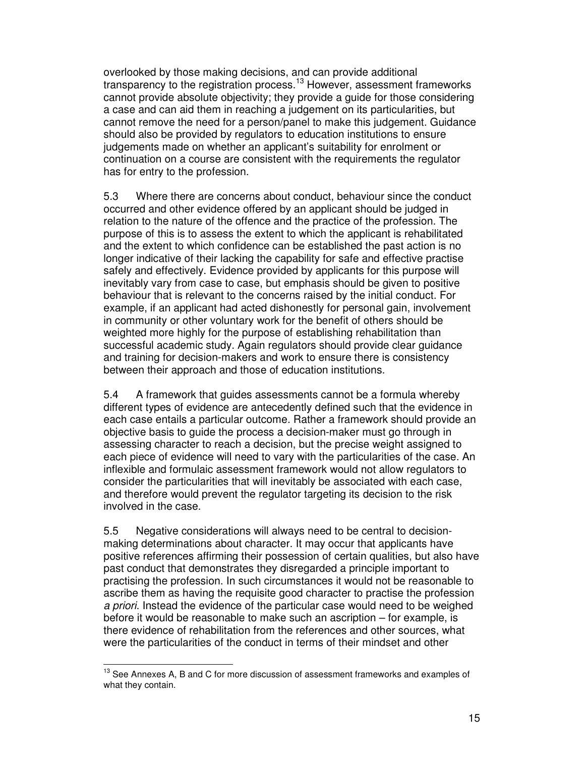overlooked by those making decisions, and can provide additional transparency to the registration process.[13] However, assessment frameworks cannot provide absolute objectivity; they provide a guide for those considering a case and can aid them in reaching a judgement on its particularities, but cannot remove the need for a person/panel to make this judgement. Guidance should also be provided by regulators to education institutions to ensure judgements made on whether an applicant's suitability for enrolment or continuation on a course are consistent with the requirements the regulator has for entry to the profession.

5.3 Where there are concerns about conduct, behaviour since the conduct occurred and other evidence offered by an applicant should be judged in relation to the nature of the offence and the practice of the profession. The purpose of this is to assess the extent to which the applicant is rehabilitated and the extent to which confidence can be established the past action is no longer indicative of their lacking the capability for safe and effective practise safely and effectively. Evidence provided by applicants for this purpose will inevitably vary from case to case, but emphasis should be given to positive behaviour that is relevant to the concerns raised by the initial conduct. For example, if an applicant had acted dishonestly for personal gain, involvement in community or other voluntary work for the benefit of others should be weighted more highly for the purpose of establishing rehabilitation than successful academic study. Again regulators should provide clear guidance and training for decision-makers and work to ensure there is consistency between their approach and those of education institutions.

5.4 A framework that guides assessments cannot be a formula whereby different types of evidence are antecedently defined such that the evidence in each case entails a particular outcome. Rather a framework should provide an objective basis to guide the process a decision-maker must go through in assessing character to reach a decision, but the precise weight assigned to each piece of evidence will need to vary with the particularities of the case. An inflexible and formulaic assessment framework would not allow regulators to consider the particularities that will inevitably be associated with each case, and therefore would prevent the regulator targeting its decision to the risk involved in the case.

5.5 Negative considerations will always need to be central to decision-making determinations about character. It may occur that applicants have positive references affirming their possession of certain qualities, but also have past conduct that demonstrates they disregarded a principle important to practising the profession. In such circumstances it would not be reasonable to ascribe them as having the requisite good character to practise the profession *a priori*. Instead the evidence of the particular case would need to be weighed before it would be reasonable to make such an ascription – for example, is there evidence of rehabilitation from the references and other sources, what were the particularities of the conduct in terms of their mindset and other

[13] See Annexes A, B and C for more discussion of assessment frameworks and examples of what they contain.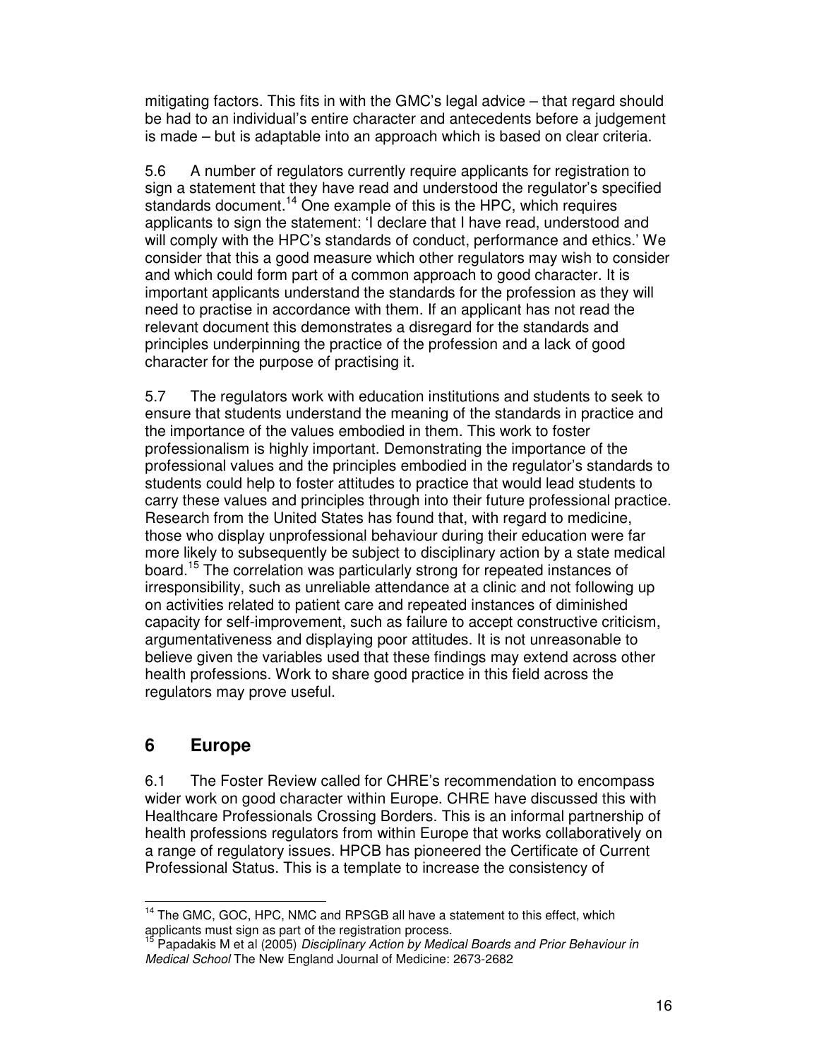mitigating factors. This fits in with the GMC's legal advice – that regard should be had to an individual's entire character and antecedents before a judgement is made – but is adaptable into an approach which is based on clear criteria.

5.6 A number of regulators currently require applicants for registration to sign a statement that they have read and understood the regulator's specified standards document.[14] One example of this is the HPC, which requires applicants to sign the statement: 'I declare that I have read, understood and will comply with the HPC's standards of conduct, performance and ethics.' We consider that this a good measure which other regulators may wish to consider and which could form part of a common approach to good character. It is important applicants understand the standards for the profession as they will need to practise in accordance with them. If an applicant has not read the relevant document this demonstrates a disregard for the standards and principles underpinning the practice of the profession and a lack of good character for the purpose of practising it.

5.7 The regulators work with education institutions and students to seek to ensure that students understand the meaning of the standards in practice and the importance of the values embodied in them. This work to foster professionalism is highly important. Demonstrating the importance of the professional values and the principles embodied in the regulator's standards to students could help to foster attitudes to practice that would lead students to carry these values and principles through into their future professional practice. Research from the United States has found that, with regard to medicine, those who display unprofessional behaviour during their education were far more likely to subsequently be subject to disciplinary action by a state medical board.[15] The correlation was particularly strong for repeated instances of irresponsibility, such as unreliable attendance at a clinic and not following up on activities related to patient care and repeated instances of diminished capacity for self-improvement, such as failure to accept constructive criticism, argumentativeness and displaying poor attitudes. It is not unreasonable to believe given the variables used that these findings may extend across other health professions. Work to share good practice in this field across the regulators may prove useful.

## 6 Europe

6.1 The Foster Review called for CHRE's recommendation to encompass wider work on good character within Europe. CHRE have discussed this with Healthcare Professionals Crossing Borders. This is an informal partnership of health professions regulators from within Europe that works collaboratively on a range of regulatory issues. HPCB has pioneered the Certificate of Current Professional Status. This is a template to increase the consistency of

---

[14] The GMC, GOC, HPC, NMC and RPSGB all have a statement to this effect, which applicants must sign as part of the registration process.

[15] Papadakis M et al (2005) *Disciplinary Action by Medical Boards and Prior Behaviour in Medical School* The New England Journal of Medicine: 2673-2682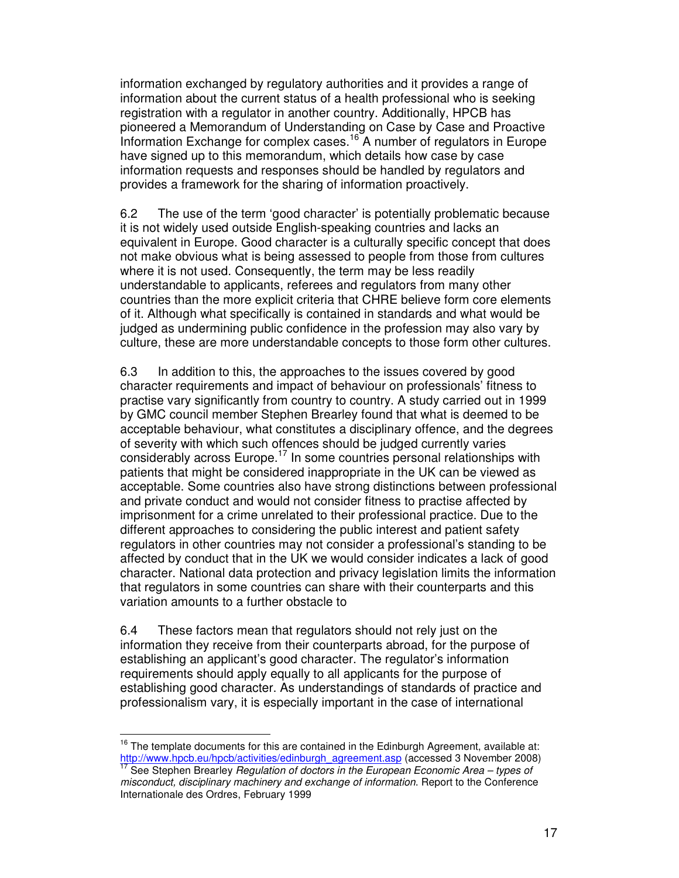information exchanged by regulatory authorities and it provides a range of information about the current status of a health professional who is seeking registration with a regulator in another country. Additionally, HPCB has pioneered a Memorandum of Understanding on Case by Case and Proactive Information Exchange for complex cases.[16] A number of regulators in Europe have signed up to this memorandum, which details how case by case information requests and responses should be handled by regulators and provides a framework for the sharing of information proactively.

6.2 The use of the term 'good character' is potentially problematic because it is not widely used outside English-speaking countries and lacks an equivalent in Europe. Good character is a culturally specific concept that does not make obvious what is being assessed to people from those from cultures where it is not used. Consequently, the term may be less readily understandable to applicants, referees and regulators from many other countries than the more explicit criteria that CHRE believe form core elements of it. Although what specifically is contained in standards and what would be judged as undermining public confidence in the profession may also vary by culture, these are more understandable concepts to those form other cultures.

6.3 In addition to this, the approaches to the issues covered by good character requirements and impact of behaviour on professionals' fitness to practise vary significantly from country to country. A study carried out in 1999 by GMC council member Stephen Brearley found that what is deemed to be acceptable behaviour, what constitutes a disciplinary offence, and the degrees of severity with which such offences should be judged currently varies considerably across Europe.[17] In some countries personal relationships with patients that might be considered inappropriate in the UK can be viewed as acceptable. Some countries also have strong distinctions between professional and private conduct and would not consider fitness to practise affected by imprisonment for a crime unrelated to their professional practice. Due to the different approaches to considering the public interest and patient safety regulators in other countries may not consider a professional's standing to be affected by conduct that in the UK we would consider indicates a lack of good character. National data protection and privacy legislation limits the information that regulators in some countries can share with their counterparts and this variation amounts to a further obstacle to

6.4 These factors mean that regulators should not rely just on the information they receive from their counterparts abroad, for the purpose of establishing an applicant's good character. The regulator's information requirements should apply equally to all applicants for the purpose of establishing good character. As understandings of standards of practice and professionalism vary, it is especially important in the case of international

---

[16] The template documents for this are contained in the Edinburgh Agreement, available at: http://www.hpcb.eu/hpcb/activities/edinburgh_agreement.asp (accessed 3 November 2008)

[17] See Stephen Brearley *Regulation of doctors in the European Economic Area – types of misconduct, disciplinary machinery and exchange of information*. Report to the Conference Internationale des Ordres, February 1999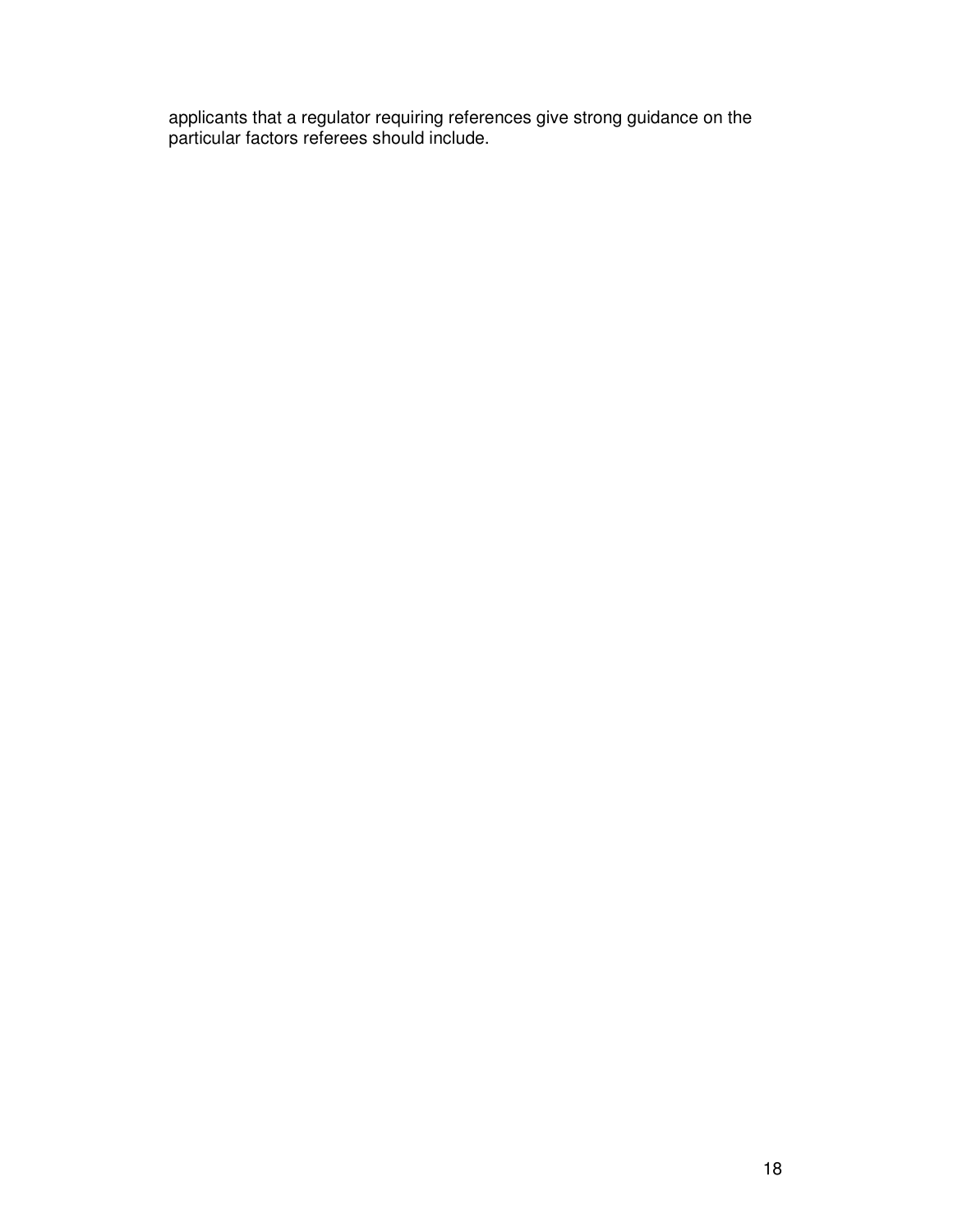applicants that a regulator requiring references give strong guidance on the particular factors referees should include.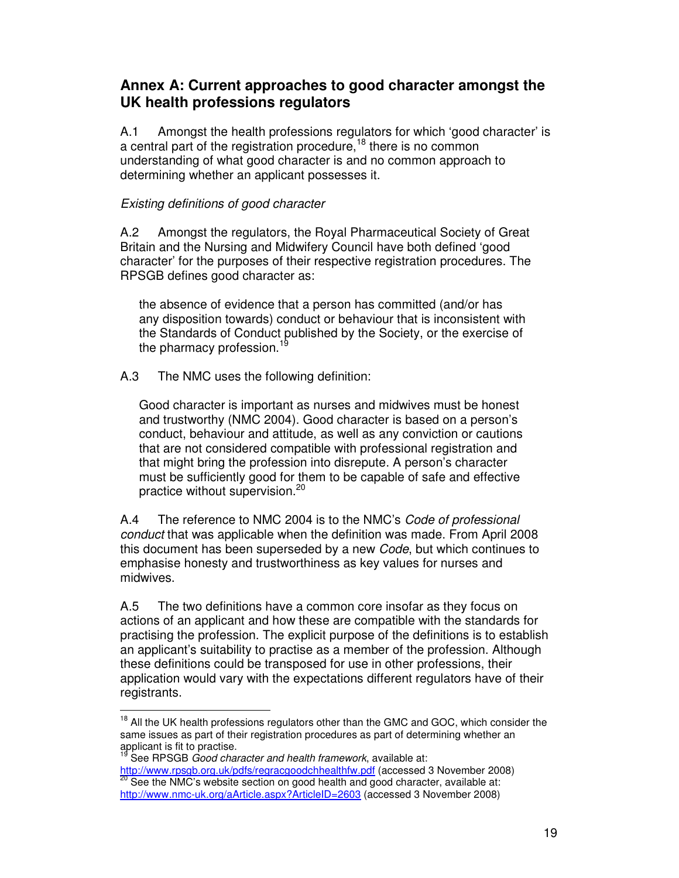## Annex A: Current approaches to good character amongst the UK health professions regulators

A.1 Amongst the health professions regulators for which 'good character' is a central part of the registration procedure,[18] there is no common understanding of what good character is and no common approach to determining whether an applicant possesses it.

*Existing definitions of good character*

A.2 Amongst the regulators, the Royal Pharmaceutical Society of Great Britain and the Nursing and Midwifery Council have both defined 'good character' for the purposes of their respective registration procedures. The RPSGB defines good character as:

> the absence of evidence that a person has committed (and/or has any disposition towards) conduct or behaviour that is inconsistent with the Standards of Conduct published by the Society, or the exercise of the pharmacy profession.[19]

A.3 The NMC uses the following definition:

> Good character is important as nurses and midwives must be honest and trustworthy (NMC 2004). Good character is based on a person's conduct, behaviour and attitude, as well as any conviction or cautions that are not considered compatible with professional registration and that might bring the profession into disrepute. A person's character must be sufficiently good for them to be capable of safe and effective practice without supervision.[20]

A.4 The reference to NMC 2004 is to the NMC's *Code of professional conduct* that was applicable when the definition was made. From April 2008 this document has been superseded by a new *Code*, but which continues to emphasise honesty and trustworthiness as key values for nurses and midwives.

A.5 The two definitions have a common core insofar as they focus on actions of an applicant and how these are compatible with the standards for practising the profession. The explicit purpose of the definitions is to establish an applicant's suitability to practise as a member of the profession. Although these definitions could be transposed for use in other professions, their application would vary with the expectations different regulators have of their registrants.

---

[18] All the UK health professions regulators other than the GMC and GOC, which consider the same issues as part of their registration procedures as part of determining whether an applicant is fit to practise.

[19] See RPSGB *Good character and health framework*, available at: http://www.rpsgb.org.uk/pdfs/regracgoodchhealthfw.pdf (accessed 3 November 2008)

[20] See the NMC's website section on good health and good character, available at: http://www.nmc-uk.org/aArticle.aspx?ArticleID=2603 (accessed 3 November 2008)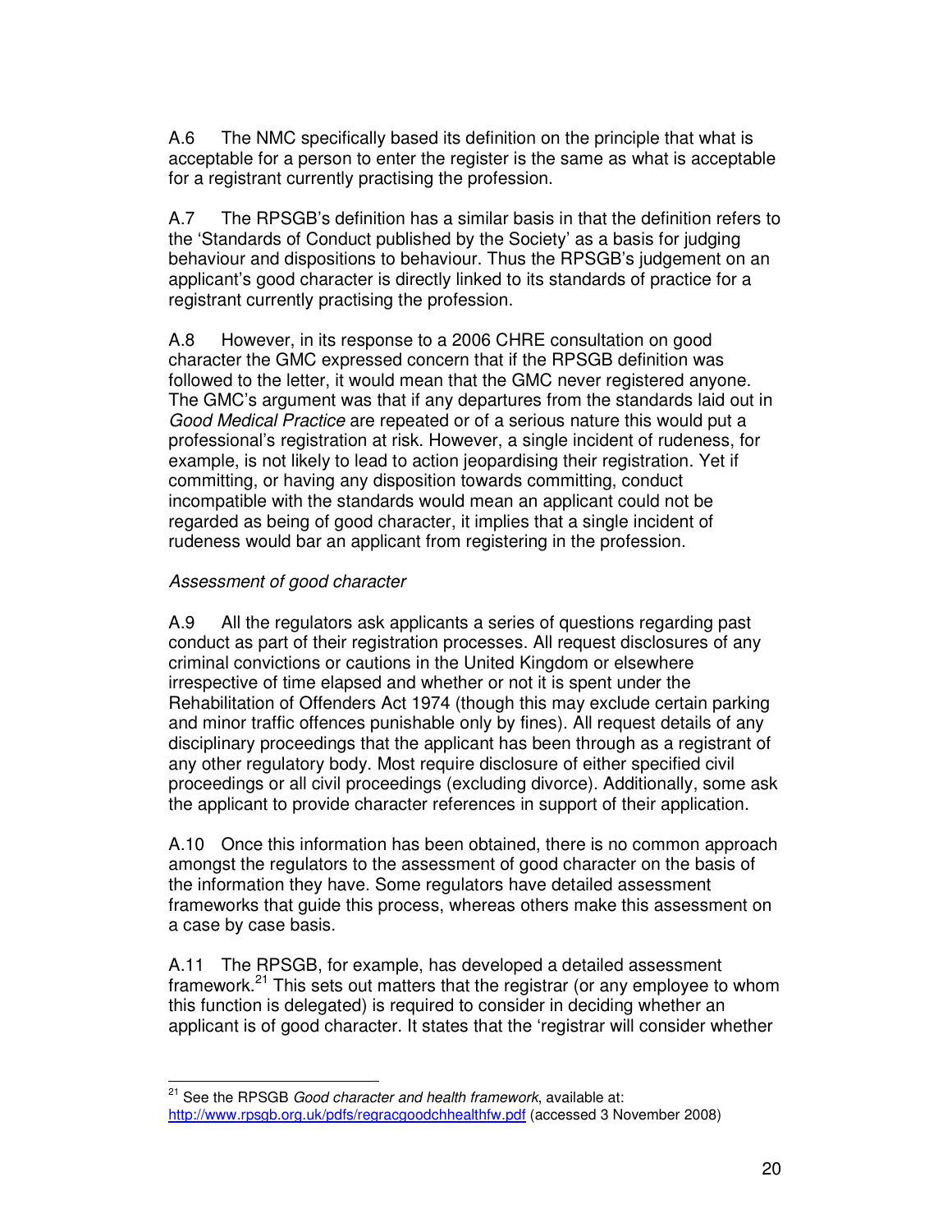A.6 The NMC specifically based its definition on the principle that what is acceptable for a person to enter the register is the same as what is acceptable for a registrant currently practising the profession.

A.7 The RPSGB's definition has a similar basis in that the definition refers to the 'Standards of Conduct published by the Society' as a basis for judging behaviour and dispositions to behaviour. Thus the RPSGB's judgement on an applicant's good character is directly linked to its standards of practice for a registrant currently practising the profession.

A.8 However, in its response to a 2006 CHRE consultation on good character the GMC expressed concern that if the RPSGB definition was followed to the letter, it would mean that the GMC never registered anyone. The GMC's argument was that if any departures from the standards laid out in *Good Medical Practice* are repeated or of a serious nature this would put a professional's registration at risk. However, a single incident of rudeness, for example, is not likely to lead to action jeopardising their registration. Yet if committing, or having any disposition towards committing, conduct incompatible with the standards would mean an applicant could not be regarded as being of good character, it implies that a single incident of rudeness would bar an applicant from registering in the profession.

*Assessment of good character*

A.9 All the regulators ask applicants a series of questions regarding past conduct as part of their registration processes. All request disclosures of any criminal convictions or cautions in the United Kingdom or elsewhere irrespective of time elapsed and whether or not it is spent under the Rehabilitation of Offenders Act 1974 (though this may exclude certain parking and minor traffic offences punishable only by fines). All request details of any disciplinary proceedings that the applicant has been through as a registrant of any other regulatory body. Most require disclosure of either specified civil proceedings or all civil proceedings (excluding divorce). Additionally, some ask the applicant to provide character references in support of their application.

A.10 Once this information has been obtained, there is no common approach amongst the regulators to the assessment of good character on the basis of the information they have. Some regulators have detailed assessment frameworks that guide this process, whereas others make this assessment on a case by case basis.

A.11 The RPSGB, for example, has developed a detailed assessment framework.[21] This sets out matters that the registrar (or any employee to whom this function is delegated) is required to consider in deciding whether an applicant is of good character. It states that the 'registrar will consider whether

[21] See the RPSGB *Good character and health framework*, available at: http://www.rpsgb.org.uk/pdfs/regracgoodchhealthfw.pdf (accessed 3 November 2008)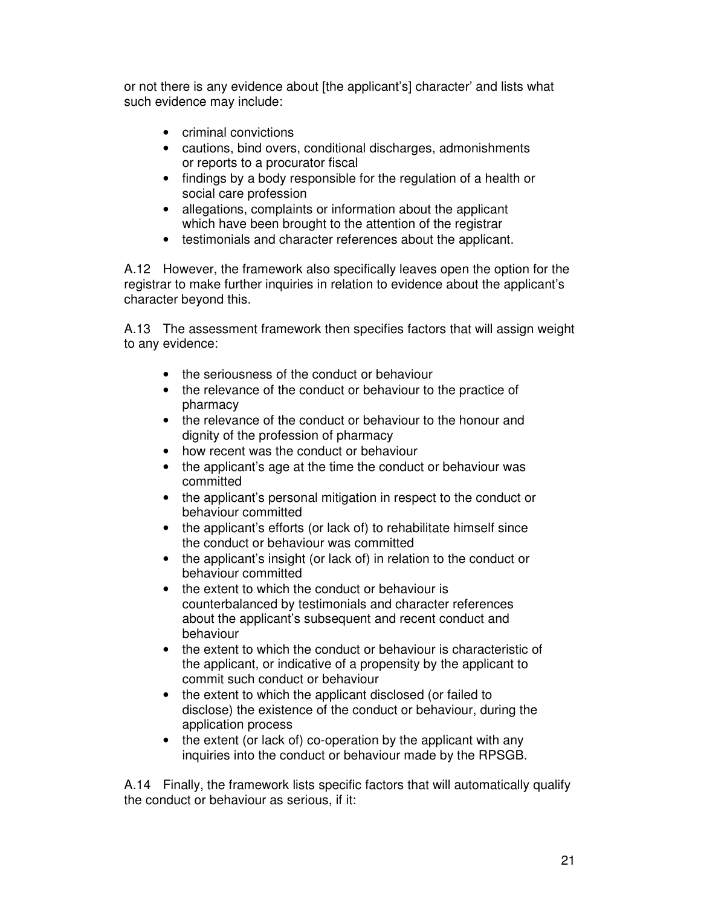or not there is any evidence about [the applicant's] character' and lists what such evidence may include:

- criminal convictions
- cautions, bind overs, conditional discharges, admonishments or reports to a procurator fiscal
- findings by a body responsible for the regulation of a health or social care profession
- allegations, complaints or information about the applicant which have been brought to the attention of the registrar
- testimonials and character references about the applicant.

A.12 However, the framework also specifically leaves open the option for the registrar to make further inquiries in relation to evidence about the applicant's character beyond this.

A.13 The assessment framework then specifies factors that will assign weight to any evidence:

- the seriousness of the conduct or behaviour
- the relevance of the conduct or behaviour to the practice of pharmacy
- the relevance of the conduct or behaviour to the honour and dignity of the profession of pharmacy
- how recent was the conduct or behaviour
- the applicant's age at the time the conduct or behaviour was committed
- the applicant's personal mitigation in respect to the conduct or behaviour committed
- the applicant's efforts (or lack of) to rehabilitate himself since the conduct or behaviour was committed
- the applicant's insight (or lack of) in relation to the conduct or behaviour committed
- the extent to which the conduct or behaviour is counterbalanced by testimonials and character references about the applicant's subsequent and recent conduct and behaviour
- the extent to which the conduct or behaviour is characteristic of the applicant, or indicative of a propensity by the applicant to commit such conduct or behaviour
- the extent to which the applicant disclosed (or failed to disclose) the existence of the conduct or behaviour, during the application process
- the extent (or lack of) co-operation by the applicant with any inquiries into the conduct or behaviour made by the RPSGB.

A.14 Finally, the framework lists specific factors that will automatically qualify the conduct or behaviour as serious, if it: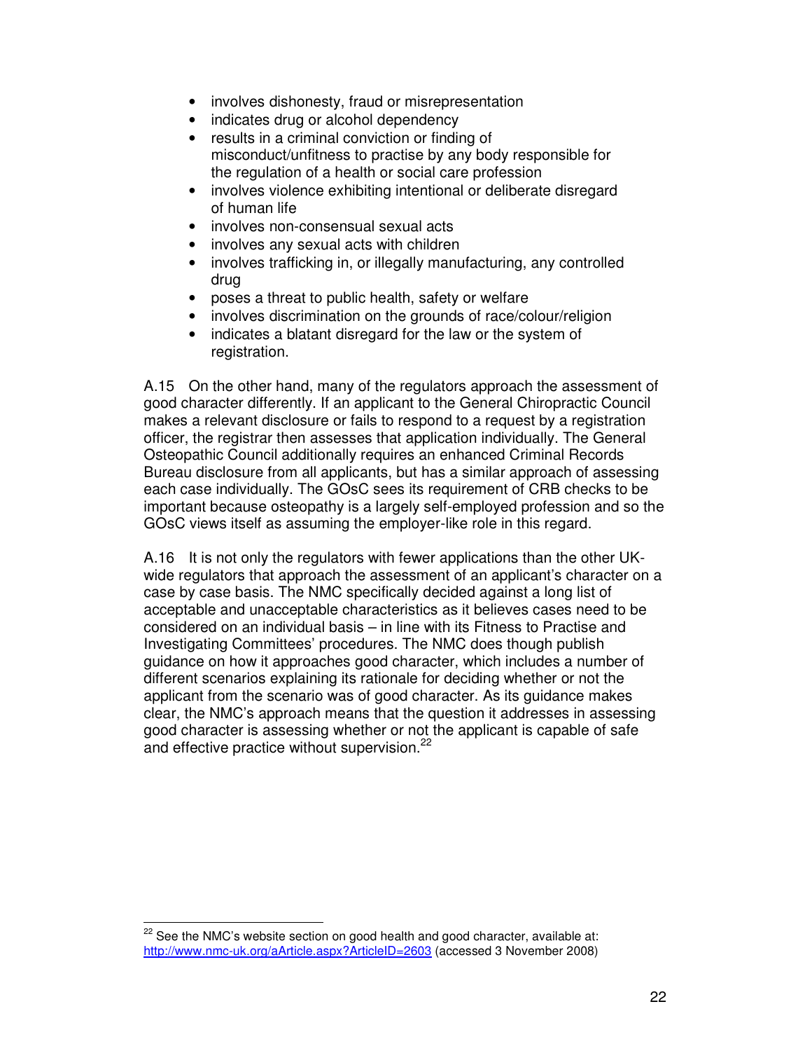- involves dishonesty, fraud or misrepresentation
- indicates drug or alcohol dependency
- results in a criminal conviction or finding of misconduct/unfitness to practise by any body responsible for the regulation of a health or social care profession
- involves violence exhibiting intentional or deliberate disregard of human life
- involves non-consensual sexual acts
- involves any sexual acts with children
- involves trafficking in, or illegally manufacturing, any controlled drug
- poses a threat to public health, safety or welfare
- involves discrimination on the grounds of race/colour/religion
- indicates a blatant disregard for the law or the system of registration.

A.15 On the other hand, many of the regulators approach the assessment of good character differently. If an applicant to the General Chiropractic Council makes a relevant disclosure or fails to respond to a request by a registration officer, the registrar then assesses that application individually. The General Osteopathic Council additionally requires an enhanced Criminal Records Bureau disclosure from all applicants, but has a similar approach of assessing each case individually. The GOsC sees its requirement of CRB checks to be important because osteopathy is a largely self-employed profession and so the GOsC views itself as assuming the employer-like role in this regard.

A.16 It is not only the regulators with fewer applications than the other UK-wide regulators that approach the assessment of an applicant's character on a case by case basis. The NMC specifically decided against a long list of acceptable and unacceptable characteristics as it believes cases need to be considered on an individual basis – in line with its Fitness to Practise and Investigating Committees' procedures. The NMC does though publish guidance on how it approaches good character, which includes a number of different scenarios explaining its rationale for deciding whether or not the applicant from the scenario was of good character. As its guidance makes clear, the NMC's approach means that the question it addresses in assessing good character is assessing whether or not the applicant is capable of safe and effective practice without supervision.[22]

[22] See the NMC's website section on good health and good character, available at: http://www.nmc-uk.org/aArticle.aspx?ArticleID=2603 (accessed 3 November 2008)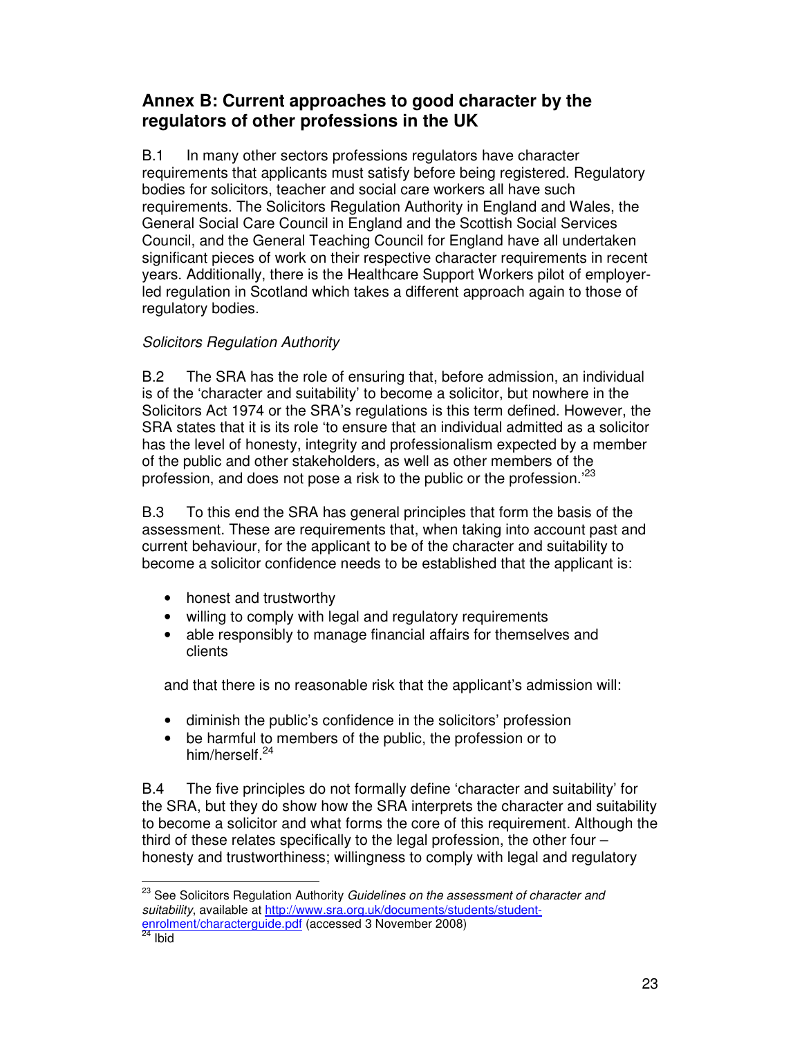## Annex B: Current approaches to good character by the regulators of other professions in the UK

B.1 In many other sectors professions regulators have character requirements that applicants must satisfy before being registered. Regulatory bodies for solicitors, teacher and social care workers all have such requirements. The Solicitors Regulation Authority in England and Wales, the General Social Care Council in England and the Scottish Social Services Council, and the General Teaching Council for England have all undertaken significant pieces of work on their respective character requirements in recent years. Additionally, there is the Healthcare Support Workers pilot of employer-led regulation in Scotland which takes a different approach again to those of regulatory bodies.

*Solicitors Regulation Authority*

B.2 The SRA has the role of ensuring that, before admission, an individual is of the 'character and suitability' to become a solicitor, but nowhere in the Solicitors Act 1974 or the SRA's regulations is this term defined. However, the SRA states that it is its role 'to ensure that an individual admitted as a solicitor has the level of honesty, integrity and professionalism expected by a member of the public and other stakeholders, as well as other members of the profession, and does not pose a risk to the public or the profession.'[23]

B.3 To this end the SRA has general principles that form the basis of the assessment. These are requirements that, when taking into account past and current behaviour, for the applicant to be of the character and suitability to become a solicitor confidence needs to be established that the applicant is:

- honest and trustworthy
- willing to comply with legal and regulatory requirements
- able responsibly to manage financial affairs for themselves and clients

and that there is no reasonable risk that the applicant's admission will:

- diminish the public's confidence in the solicitors' profession
- be harmful to members of the public, the profession or to him/herself.[24]

B.4 The five principles do not formally define 'character and suitability' for the SRA, but they do show how the SRA interprets the character and suitability to become a solicitor and what forms the core of this requirement. Although the third of these relates specifically to the legal profession, the other four – honesty and trustworthiness; willingness to comply with legal and regulatory

---

[23] See Solicitors Regulation Authority *Guidelines on the assessment of character and suitability*, available at http://www.sra.org.uk/documents/students/student-enrolment/characterguide.pdf (accessed 3 November 2008)

[24] Ibid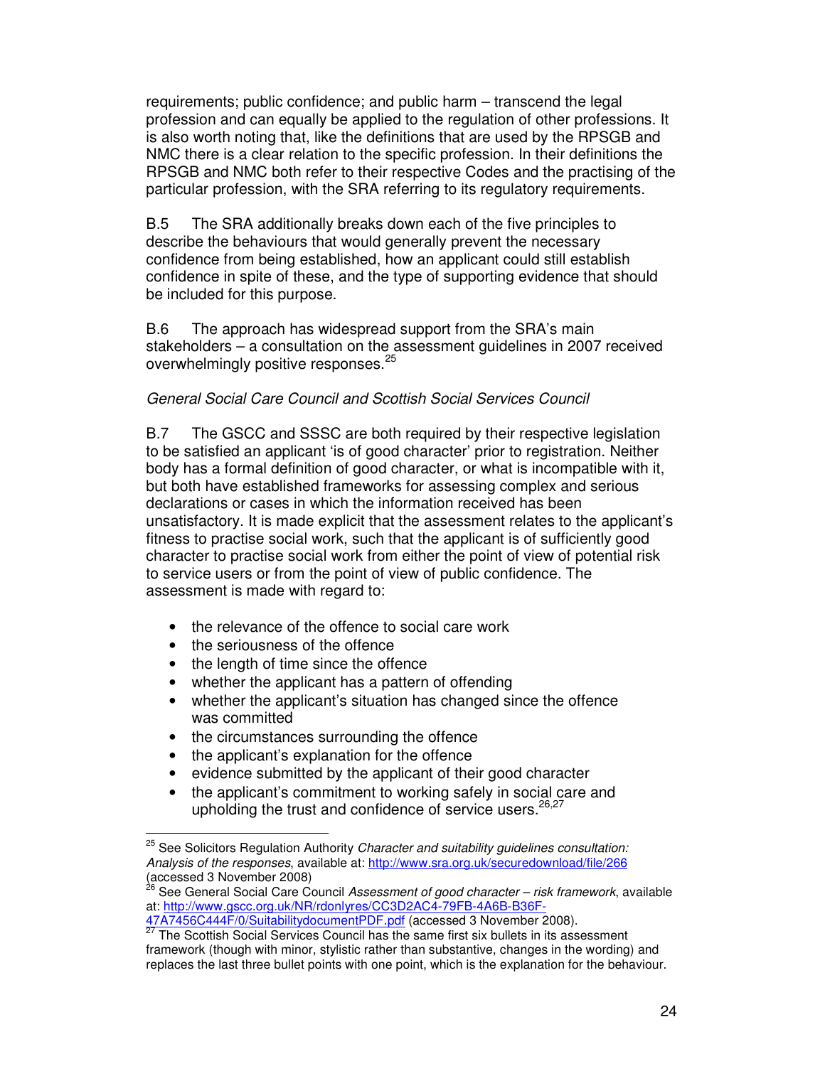requirements; public confidence; and public harm – transcend the legal profession and can equally be applied to the regulation of other professions. It is also worth noting that, like the definitions that are used by the RPSGB and NMC there is a clear relation to the specific profession. In their definitions the RPSGB and NMC both refer to their respective Codes and the practising of the particular profession, with the SRA referring to its regulatory requirements.

B.5 The SRA additionally breaks down each of the five principles to describe the behaviours that would generally prevent the necessary confidence from being established, how an applicant could still establish confidence in spite of these, and the type of supporting evidence that should be included for this purpose.

B.6 The approach has widespread support from the SRA's main stakeholders – a consultation on the assessment guidelines in 2007 received overwhelmingly positive responses.[25]

*General Social Care Council and Scottish Social Services Council*

B.7 The GSCC and SSSC are both required by their respective legislation to be satisfied an applicant 'is of good character' prior to registration. Neither body has a formal definition of good character, or what is incompatible with it, but both have established frameworks for assessing complex and serious declarations or cases in which the information received has been unsatisfactory. It is made explicit that the assessment relates to the applicant's fitness to practise social work, such that the applicant is of sufficiently good character to practise social work from either the point of view of potential risk to service users or from the point of view of public confidence. The assessment is made with regard to:

- the relevance of the offence to social care work
- the seriousness of the offence
- the length of time since the offence
- whether the applicant has a pattern of offending
- whether the applicant's situation has changed since the offence was committed
- the circumstances surrounding the offence
- the applicant's explanation for the offence
- evidence submitted by the applicant of their good character
- the applicant's commitment to working safely in social care and upholding the trust and confidence of service users.[26,27]

---

[25] See Solicitors Regulation Authority *Character and suitability guidelines consultation: Analysis of the responses*, available at: http://www.sra.org.uk/securedownload/file/266 (accessed 3 November 2008)

[26] See General Social Care Council *Assessment of good character – risk framework*, available at: http://www.gscc.org.uk/NR/rdonlyres/CC3D2AC4-79FB-4A6B-B36F-47A7456C444F/0/SuitabilitydocumentPDF.pdf (accessed 3 November 2008).

[27] The Scottish Social Services Council has the same first six bullets in its assessment framework (though with minor, stylistic rather than substantive, changes in the wording) and replaces the last three bullet points with one point, which is the explanation for the behaviour.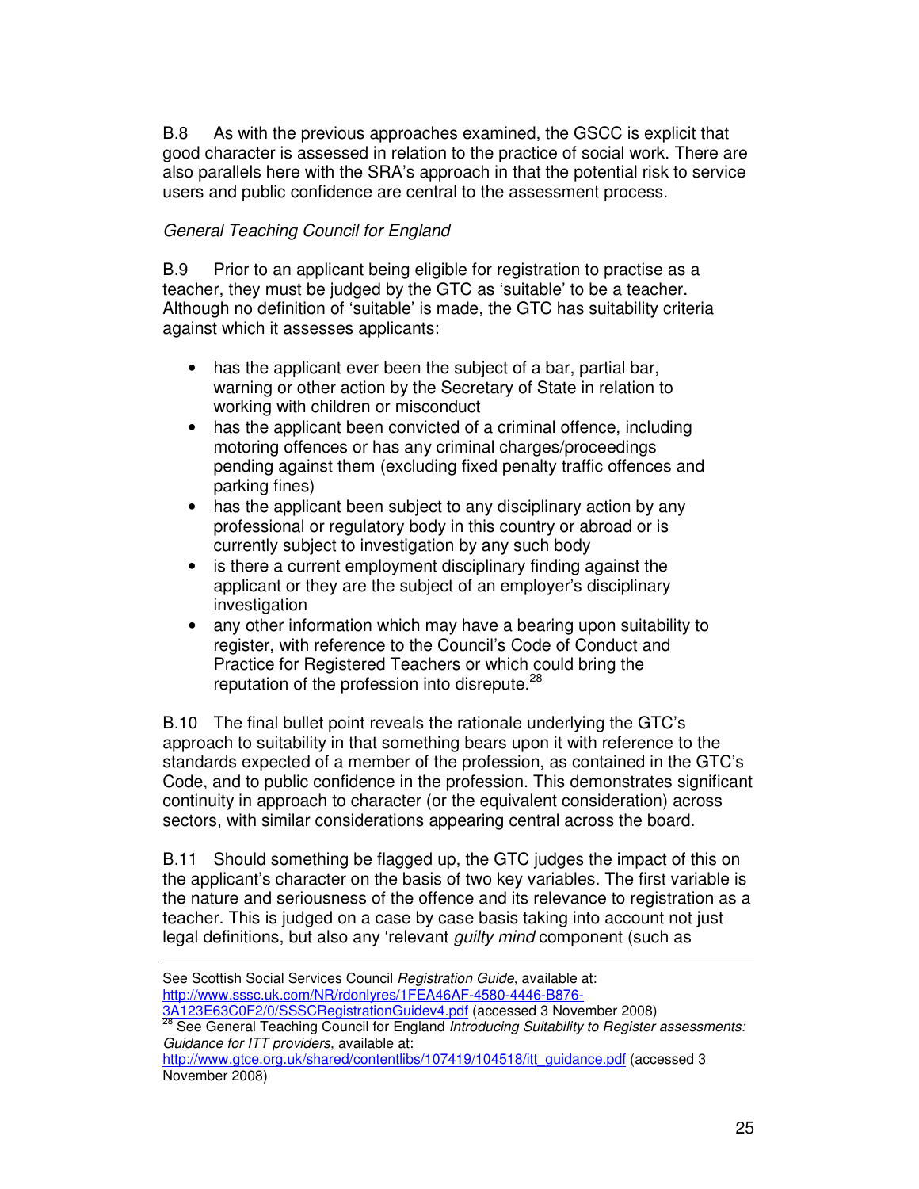B.8 As with the previous approaches examined, the GSCC is explicit that good character is assessed in relation to the practice of social work. There are also parallels here with the SRA's approach in that the potential risk to service users and public confidence are central to the assessment process.

*General Teaching Council for England*

B.9 Prior to an applicant being eligible for registration to practise as a teacher, they must be judged by the GTC as 'suitable' to be a teacher. Although no definition of 'suitable' is made, the GTC has suitability criteria against which it assesses applicants:

- has the applicant ever been the subject of a bar, partial bar, warning or other action by the Secretary of State in relation to working with children or misconduct
- has the applicant been convicted of a criminal offence, including motoring offences or has any criminal charges/proceedings pending against them (excluding fixed penalty traffic offences and parking fines)
- has the applicant been subject to any disciplinary action by any professional or regulatory body in this country or abroad or is currently subject to investigation by any such body
- is there a current employment disciplinary finding against the applicant or they are the subject of an employer's disciplinary investigation
- any other information which may have a bearing upon suitability to register, with reference to the Council's Code of Conduct and Practice for Registered Teachers or which could bring the reputation of the profession into disrepute.[28]

B.10 The final bullet point reveals the rationale underlying the GTC's approach to suitability in that something bears upon it with reference to the standards expected of a member of the profession, as contained in the GTC's Code, and to public confidence in the profession. This demonstrates significant continuity in approach to character (or the equivalent consideration) across sectors, with similar considerations appearing central across the board.

B.11 Should something be flagged up, the GTC judges the impact of this on the applicant's character on the basis of two key variables. The first variable is the nature and seriousness of the offence and its relevance to registration as a teacher. This is judged on a case by case basis taking into account not just legal definitions, but also any 'relevant *guilty mind* component (such as

---

See Scottish Social Services Council *Registration Guide*, available at: http://www.sssc.uk.com/NR/rdonlyres/1FEA46AF-4580-4446-B876-3A123E63C0F2/0/SSSCRegistrationGuidev4.pdf (accessed 3 November 2008)

[28] See General Teaching Council for England *Introducing Suitability to Register assessments: Guidance for ITT providers*, available at: http://www.gtce.org.uk/shared/contentlibs/107419/104518/itt_guidance.pdf (accessed 3 November 2008)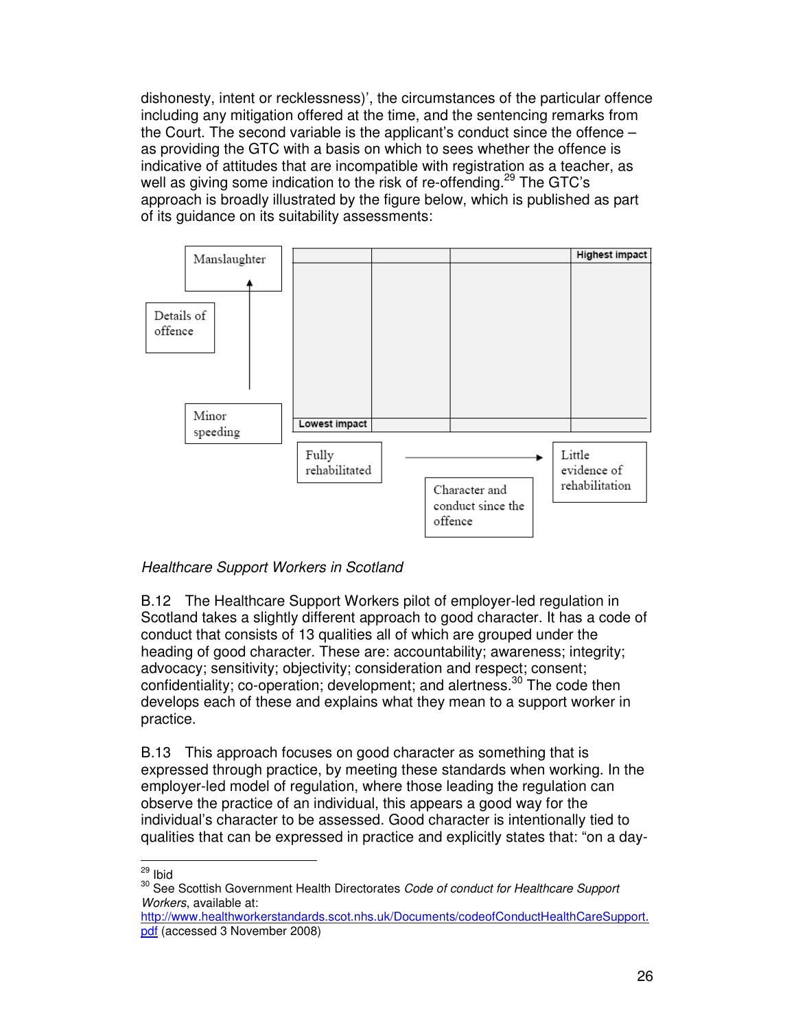dishonesty, intent or recklessness)', the circumstances of the particular offence including any mitigation offered at the time, and the sentencing remarks from the Court. The second variable is the applicant's conduct since the offence – as providing the GTC with a basis on which to sees whether the offence is indicative of attitudes that are incompatible with registration as a teacher, as well as giving some indication to the risk of re-offending.[29] The GTC's approach is broadly illustrated by the figure below, which is published as part of its guidance on its suitability assessments:

Manslaughter

Details of offence

Minor speeding

Highest impact

Lowest impact

Fully rehabilitated

Character and conduct since the offence

Little evidence of rehabilitation

*Healthcare Support Workers in Scotland*

B.12 The Healthcare Support Workers pilot of employer-led regulation in Scotland takes a slightly different approach to good character. It has a code of conduct that consists of 13 qualities all of which are grouped under the heading of good character. These are: accountability; awareness; integrity; advocacy; sensitivity; objectivity; consideration and respect; consent; confidentiality; co-operation; development; and alertness.[30] The code then develops each of these and explains what they mean to a support worker in practice.

B.13 This approach focuses on good character as something that is expressed through practice, by meeting these standards when working. In the employer-led model of regulation, where those leading the regulation can observe the practice of an individual, this appears a good way for the individual's character to be assessed. Good character is intentionally tied to qualities that can be expressed in practice and explicitly states that: "on a day-

---

[29] Ibid

[30] See Scottish Government Health Directorates *Code of conduct for Healthcare Support Workers*, available at: http://www.healthworkerstandards.scot.nhs.uk/Documents/codeofConductHealthCareSupport.pdf (accessed 3 November 2008)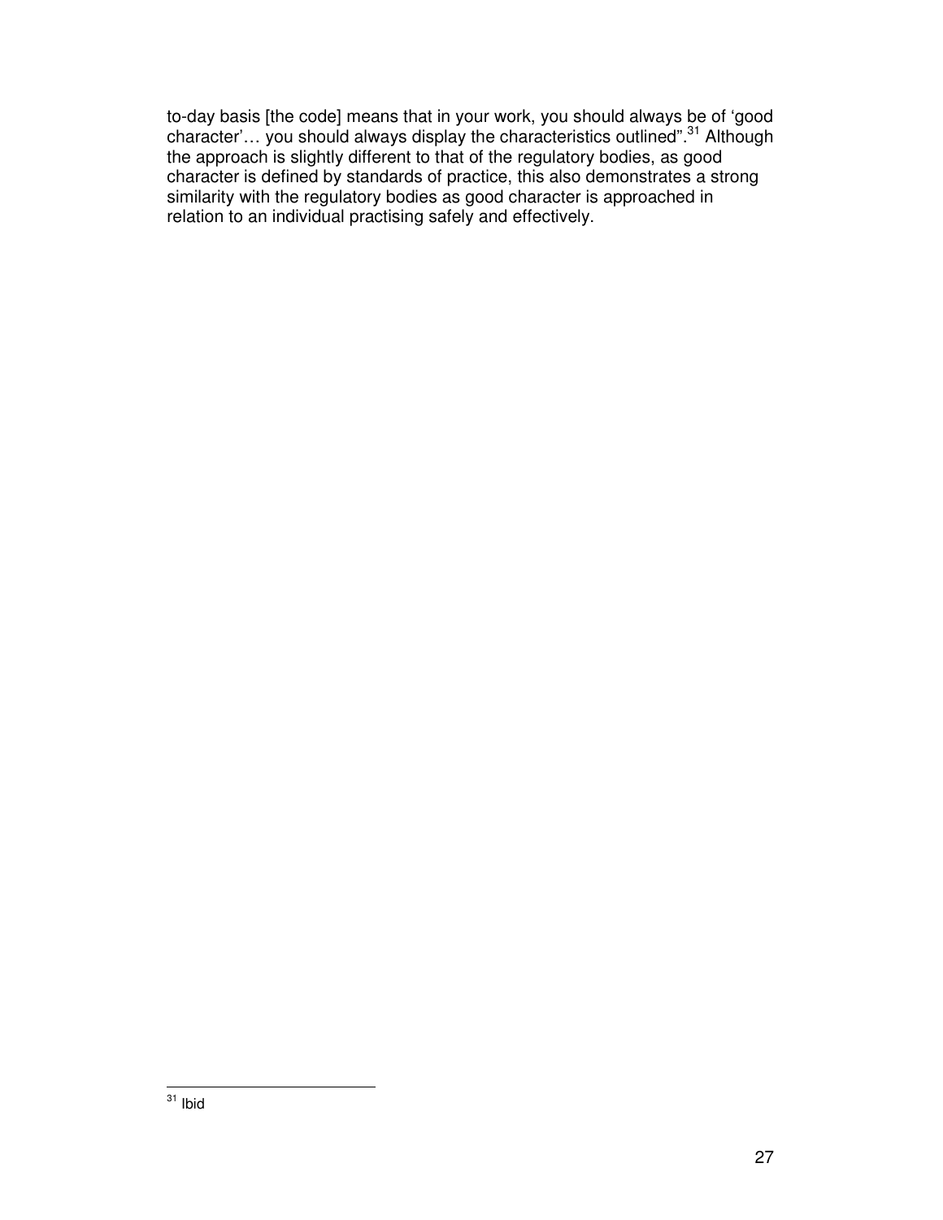to-day basis [the code] means that in your work, you should always be of 'good character'… you should always display the characteristics outlined".[31] Although the approach is slightly different to that of the regulatory bodies, as good character is defined by standards of practice, this also demonstrates a strong similarity with the regulatory bodies as good character is approached in relation to an individual practising safely and effectively.

---

[31] Ibid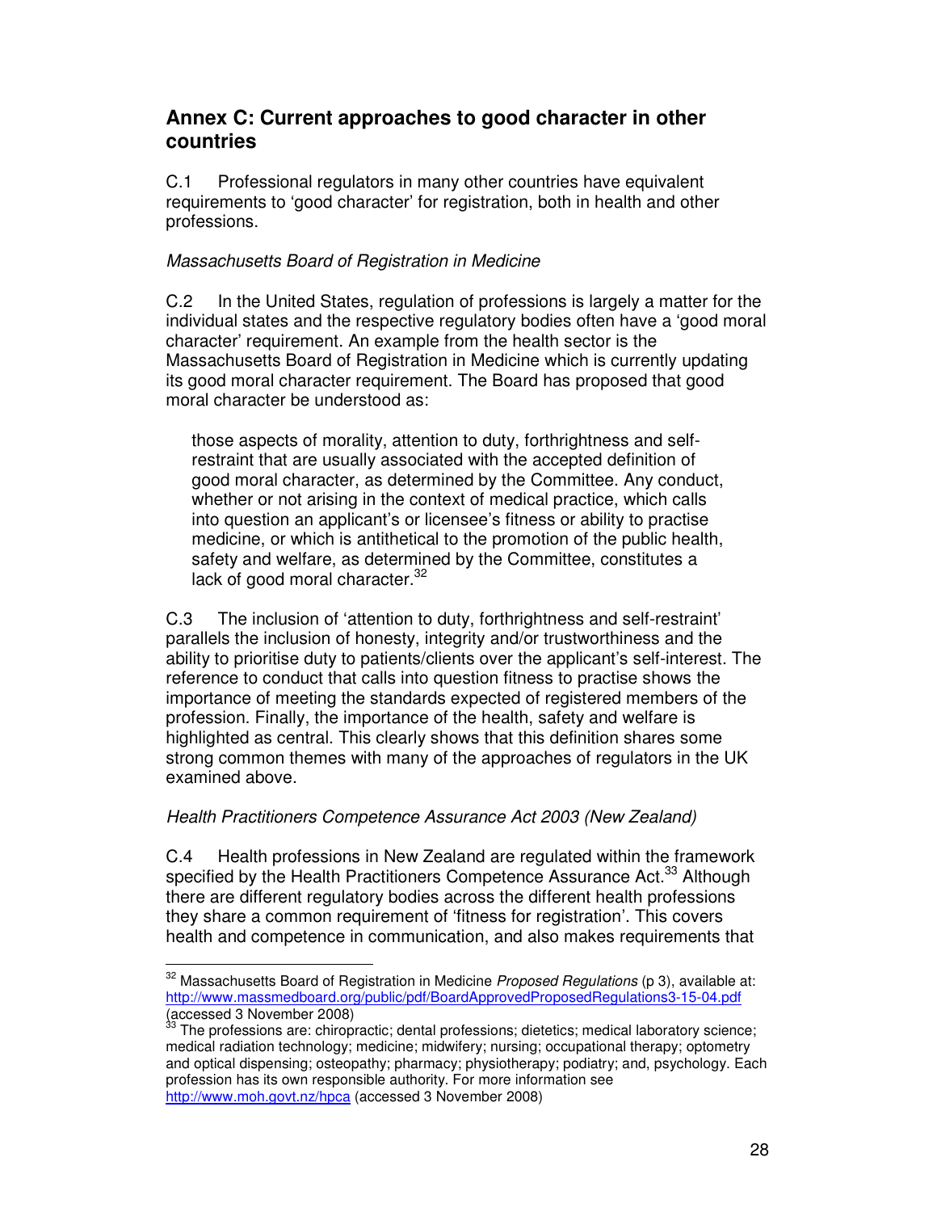## Annex C: Current approaches to good character in other countries

C.1 Professional regulators in many other countries have equivalent requirements to 'good character' for registration, both in health and other professions.

*Massachusetts Board of Registration in Medicine*

C.2 In the United States, regulation of professions is largely a matter for the individual states and the respective regulatory bodies often have a 'good moral character' requirement. An example from the health sector is the Massachusetts Board of Registration in Medicine which is currently updating its good moral character requirement. The Board has proposed that good moral character be understood as:

> those aspects of morality, attention to duty, forthrightness and self-restraint that are usually associated with the accepted definition of good moral character, as determined by the Committee. Any conduct, whether or not arising in the context of medical practice, which calls into question an applicant's or licensee's fitness or ability to practise medicine, or which is antithetical to the promotion of the public health, safety and welfare, as determined by the Committee, constitutes a lack of good moral character.[32]

C.3 The inclusion of 'attention to duty, forthrightness and self-restraint' parallels the inclusion of honesty, integrity and/or trustworthiness and the ability to prioritise duty to patients/clients over the applicant's self-interest. The reference to conduct that calls into question fitness to practise shows the importance of meeting the standards expected of registered members of the profession. Finally, the importance of the health, safety and welfare is highlighted as central. This clearly shows that this definition shares some strong common themes with many of the approaches of regulators in the UK examined above.

*Health Practitioners Competence Assurance Act 2003 (New Zealand)*

C.4 Health professions in New Zealand are regulated within the framework specified by the Health Practitioners Competence Assurance Act.[33] Although there are different regulatory bodies across the different health professions they share a common requirement of 'fitness for registration'. This covers health and competence in communication, and also makes requirements that

---

[32] Massachusetts Board of Registration in Medicine *Proposed Regulations* (p 3), available at: http://www.massmedboard.org/public/pdf/BoardApprovedProposedRegulations3-15-04.pdf (accessed 3 November 2008)

[33] The professions are: chiropractic; dental professions; dietetics; medical laboratory science; medical radiation technology; medicine; midwifery; nursing; occupational therapy; optometry and optical dispensing; osteopathy; pharmacy; physiotherapy; podiatry; and, psychology. Each profession has its own responsible authority. For more information see http://www.moh.govt.nz/hpca (accessed 3 November 2008)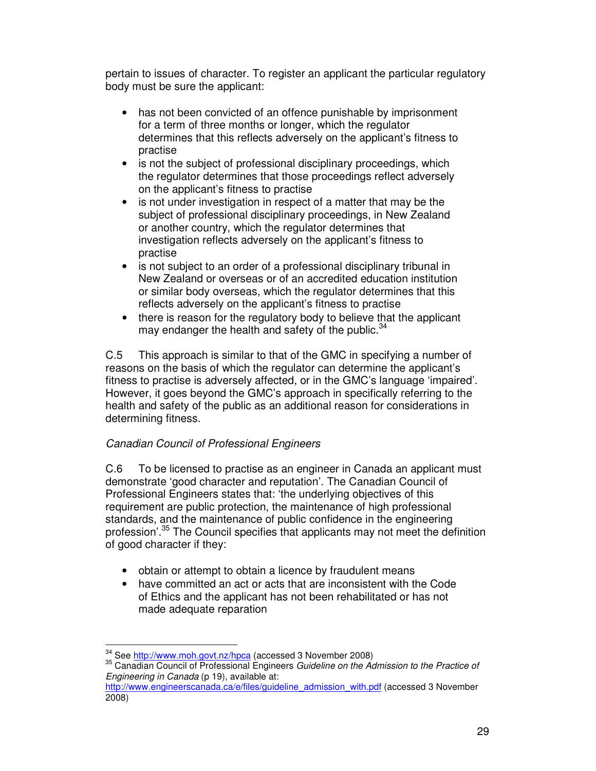pertain to issues of character. To register an applicant the particular regulatory body must be sure the applicant:

- has not been convicted of an offence punishable by imprisonment for a term of three months or longer, which the regulator determines that this reflects adversely on the applicant's fitness to practise
- is not the subject of professional disciplinary proceedings, which the regulator determines that those proceedings reflect adversely on the applicant's fitness to practise
- is not under investigation in respect of a matter that may be the subject of professional disciplinary proceedings, in New Zealand or another country, which the regulator determines that investigation reflects adversely on the applicant's fitness to practise
- is not subject to an order of a professional disciplinary tribunal in New Zealand or overseas or of an accredited education institution or similar body overseas, which the regulator determines that this reflects adversely on the applicant's fitness to practise
- there is reason for the regulatory body to believe that the applicant may endanger the health and safety of the public.[34]

C.5 This approach is similar to that of the GMC in specifying a number of reasons on the basis of which the regulator can determine the applicant's fitness to practise is adversely affected, or in the GMC's language 'impaired'. However, it goes beyond the GMC's approach in specifically referring to the health and safety of the public as an additional reason for considerations in determining fitness.

*Canadian Council of Professional Engineers*

C.6 To be licensed to practise as an engineer in Canada an applicant must demonstrate 'good character and reputation'. The Canadian Council of Professional Engineers states that: 'the underlying objectives of this requirement are public protection, the maintenance of high professional standards, and the maintenance of public confidence in the engineering profession'.[35] The Council specifies that applicants may not meet the definition of good character if they:

- obtain or attempt to obtain a licence by fraudulent means
- have committed an act or acts that are inconsistent with the Code of Ethics and the applicant has not been rehabilitated or has not made adequate reparation

---

[34] See http://www.moh.govt.nz/hpca (accessed 3 November 2008)

[35] Canadian Council of Professional Engineers *Guideline on the Admission to the Practice of Engineering in Canada* (p 19), available at: http://www.engineerscanada.ca/e/files/guideline_admission_with.pdf (accessed 3 November 2008)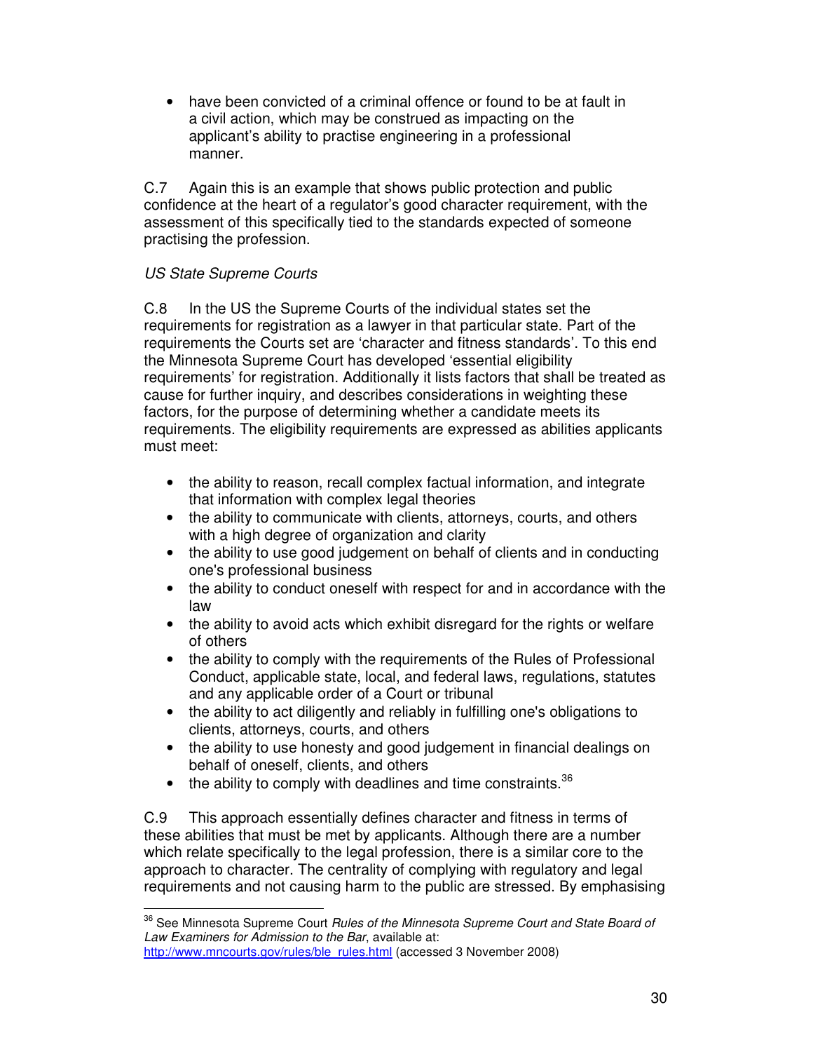- have been convicted of a criminal offence or found to be at fault in a civil action, which may be construed as impacting on the applicant's ability to practise engineering in a professional manner.

C.7 Again this is an example that shows public protection and public confidence at the heart of a regulator's good character requirement, with the assessment of this specifically tied to the standards expected of someone practising the profession.

*US State Supreme Courts*

C.8 In the US the Supreme Courts of the individual states set the requirements for registration as a lawyer in that particular state. Part of the requirements the Courts set are 'character and fitness standards'. To this end the Minnesota Supreme Court has developed 'essential eligibility requirements' for registration. Additionally it lists factors that shall be treated as cause for further inquiry, and describes considerations in weighting these factors, for the purpose of determining whether a candidate meets its requirements. The eligibility requirements are expressed as abilities applicants must meet:

- the ability to reason, recall complex factual information, and integrate that information with complex legal theories
- the ability to communicate with clients, attorneys, courts, and others with a high degree of organization and clarity
- the ability to use good judgement on behalf of clients and in conducting one's professional business
- the ability to conduct oneself with respect for and in accordance with the law
- the ability to avoid acts which exhibit disregard for the rights or welfare of others
- the ability to comply with the requirements of the Rules of Professional Conduct, applicable state, local, and federal laws, regulations, statutes and any applicable order of a Court or tribunal
- the ability to act diligently and reliably in fulfilling one's obligations to clients, attorneys, courts, and others
- the ability to use honesty and good judgement in financial dealings on behalf of oneself, clients, and others
- the ability to comply with deadlines and time constraints.[36]

C.9 This approach essentially defines character and fitness in terms of these abilities that must be met by applicants. Although there are a number which relate specifically to the legal profession, there is a similar core to the approach to character. The centrality of complying with regulatory and legal requirements and not causing harm to the public are stressed. By emphasising

---

[36] See Minnesota Supreme Court *Rules of the Minnesota Supreme Court and State Board of Law Examiners for Admission to the Bar*, available at: http://www.mncourts.gov/rules/ble_rules.html (accessed 3 November 2008)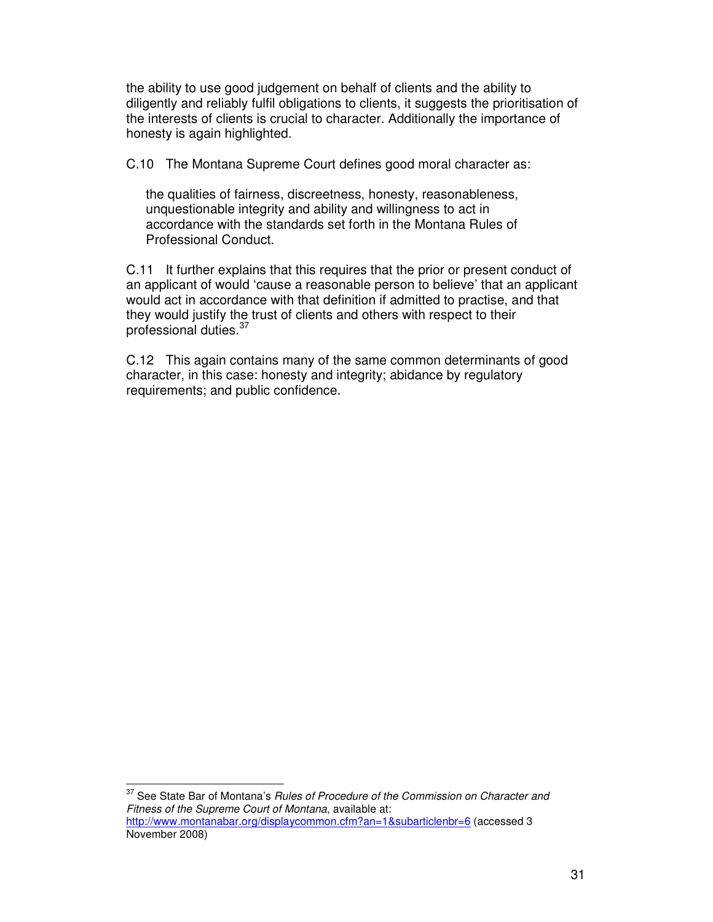the ability to use good judgement on behalf of clients and the ability to diligently and reliably fulfil obligations to clients, it suggests the prioritisation of the interests of clients is crucial to character. Additionally the importance of honesty is again highlighted.

C.10 The Montana Supreme Court defines good moral character as:

> the qualities of fairness, discreetness, honesty, reasonableness, unquestionable integrity and ability and willingness to act in accordance with the standards set forth in the Montana Rules of Professional Conduct.

C.11 It further explains that this requires that the prior or present conduct of an applicant of would 'cause a reasonable person to believe' that an applicant would act in accordance with that definition if admitted to practise, and that they would justify the trust of clients and others with respect to their professional duties.[37]

C.12 This again contains many of the same common determinants of good character, in this case: honesty and integrity; abidance by regulatory requirements; and public confidence.

---

[37] See State Bar of Montana's *Rules of Procedure of the Commission on Character and Fitness of the Supreme Court of Montana*, available at: http://www.montanabar.org/displaycommon.cfm?an=1&subarticlenbr=6 (accessed 3 November 2008)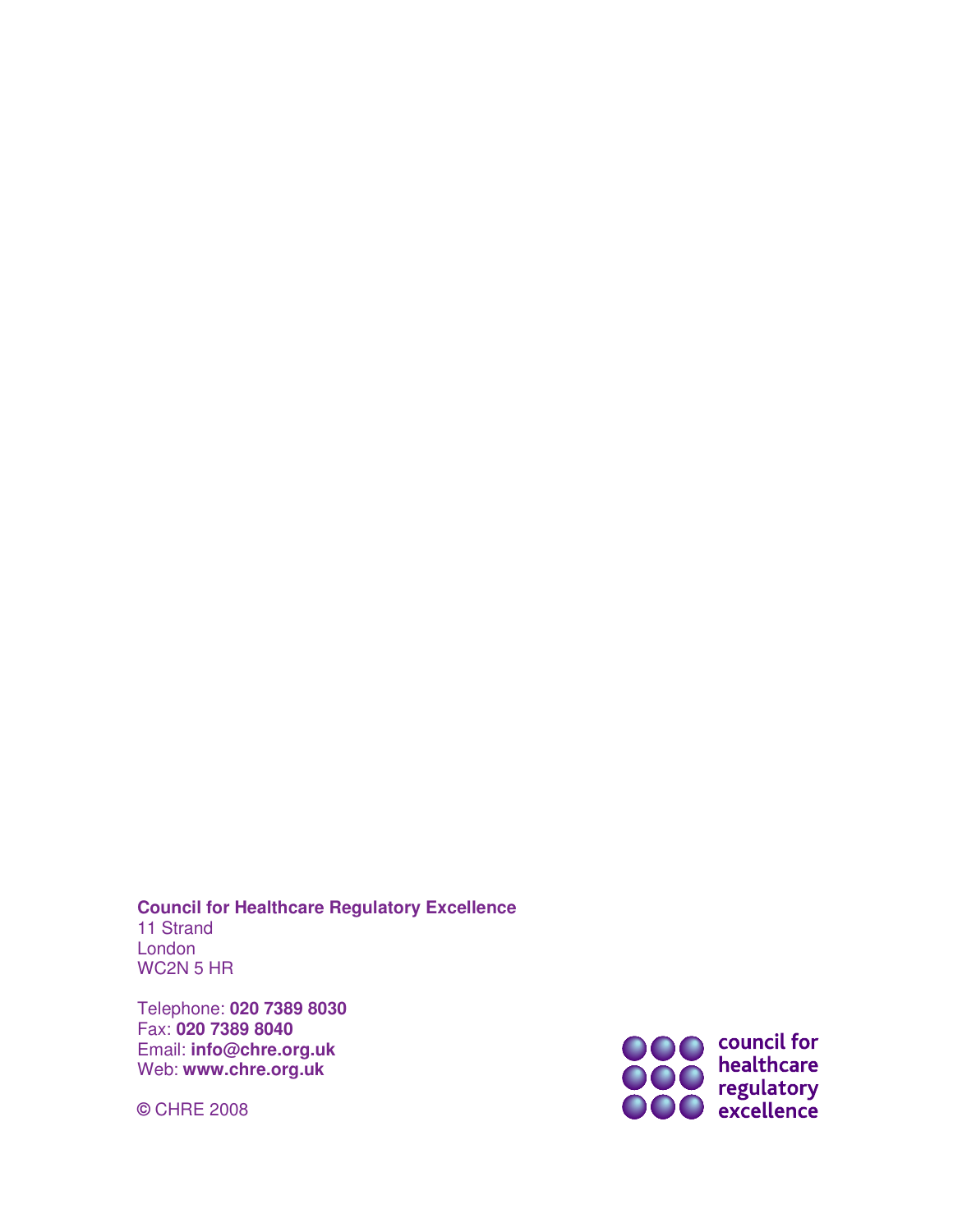**Council for Healthcare Regulatory Excellence**
11 Strand
London
WC2N 5 HR

Telephone: **020 7389 8030**
Fax: **020 7389 8040**
Email: **info@chre.org.uk**
Web: **www.chre.org.uk**

© CHRE 2008

council for
healthcare
regulatory
excellence